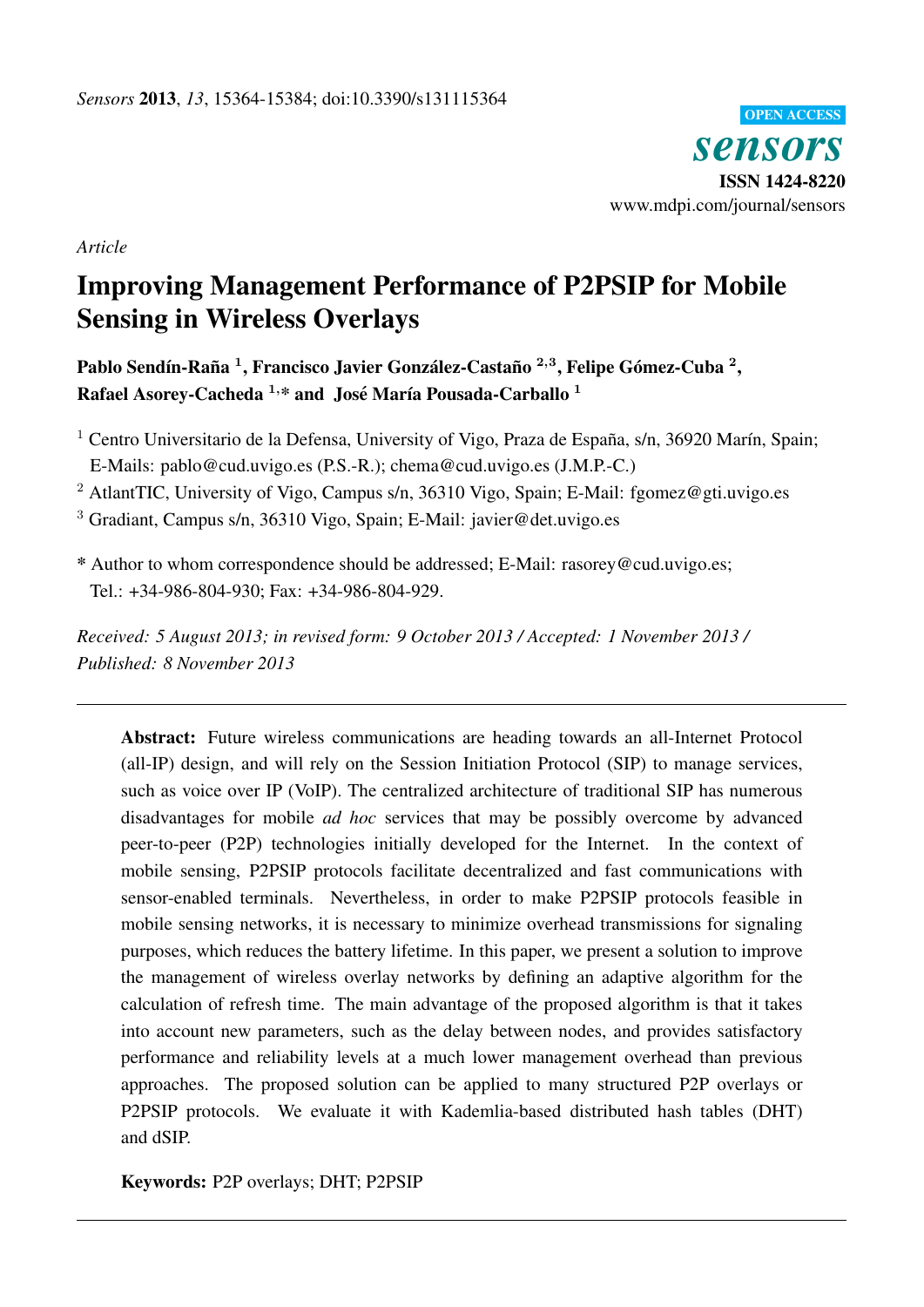*Article*

# Improving Management Performance of P2PSIP for Mobile Sensing in Wireless Overlays

**Pablo Sendín-Raña [1], Francisco Javier González-Castaño [2,3], Felipe Gómez-Cuba [2], Rafael Asorey-Cacheda [1,*] and José María Pousada-Carballo [1]**

[1] Centro Universitario de la Defensa, University of Vigo, Praza de España, s/n, 36920 Marín, Spain; E-Mails: pablo@cud.uvigo.es (P.S.-R.); chema@cud.uvigo.es (J.M.P.-C.)

[2] AtlantTIC, University of Vigo, Campus s/n, 36310 Vigo, Spain; E-Mail: fgomez@gti.uvigo.es

[3] Gradiant, Campus s/n, 36310 Vigo, Spain; E-Mail: javier@det.uvigo.es

* Author to whom correspondence should be addressed; E-Mail: rasorey@cud.uvigo.es; Tel.: +34-986-804-930; Fax: +34-986-804-929.

*Received: 5 August 2013; in revised form: 9 October 2013 / Accepted: 1 November 2013 / Published: 8 November 2013*

---

**Abstract:** Future wireless communications are heading towards an all-Internet Protocol (all-IP) design, and will rely on the Session Initiation Protocol (SIP) to manage services, such as voice over IP (VoIP). The centralized architecture of traditional SIP has numerous disadvantages for mobile *ad hoc* services that may be possibly overcome by advanced peer-to-peer (P2P) technologies initially developed for the Internet. In the context of mobile sensing, P2PSIP protocols facilitate decentralized and fast communications with sensor-enabled terminals. Nevertheless, in order to make P2PSIP protocols feasible in mobile sensing networks, it is necessary to minimize overhead transmissions for signaling purposes, which reduces the battery lifetime. In this paper, we present a solution to improve the management of wireless overlay networks by defining an adaptive algorithm for the calculation of refresh time. The main advantage of the proposed algorithm is that it takes into account new parameters, such as the delay between nodes, and provides satisfactory performance and reliability levels at a much lower management overhead than previous approaches. The proposed solution can be applied to many structured P2P overlays or P2PSIP protocols. We evaluate it with Kademlia-based distributed hash tables (DHT) and dSIP.

**Keywords:** P2P overlays; DHT; P2PSIP

---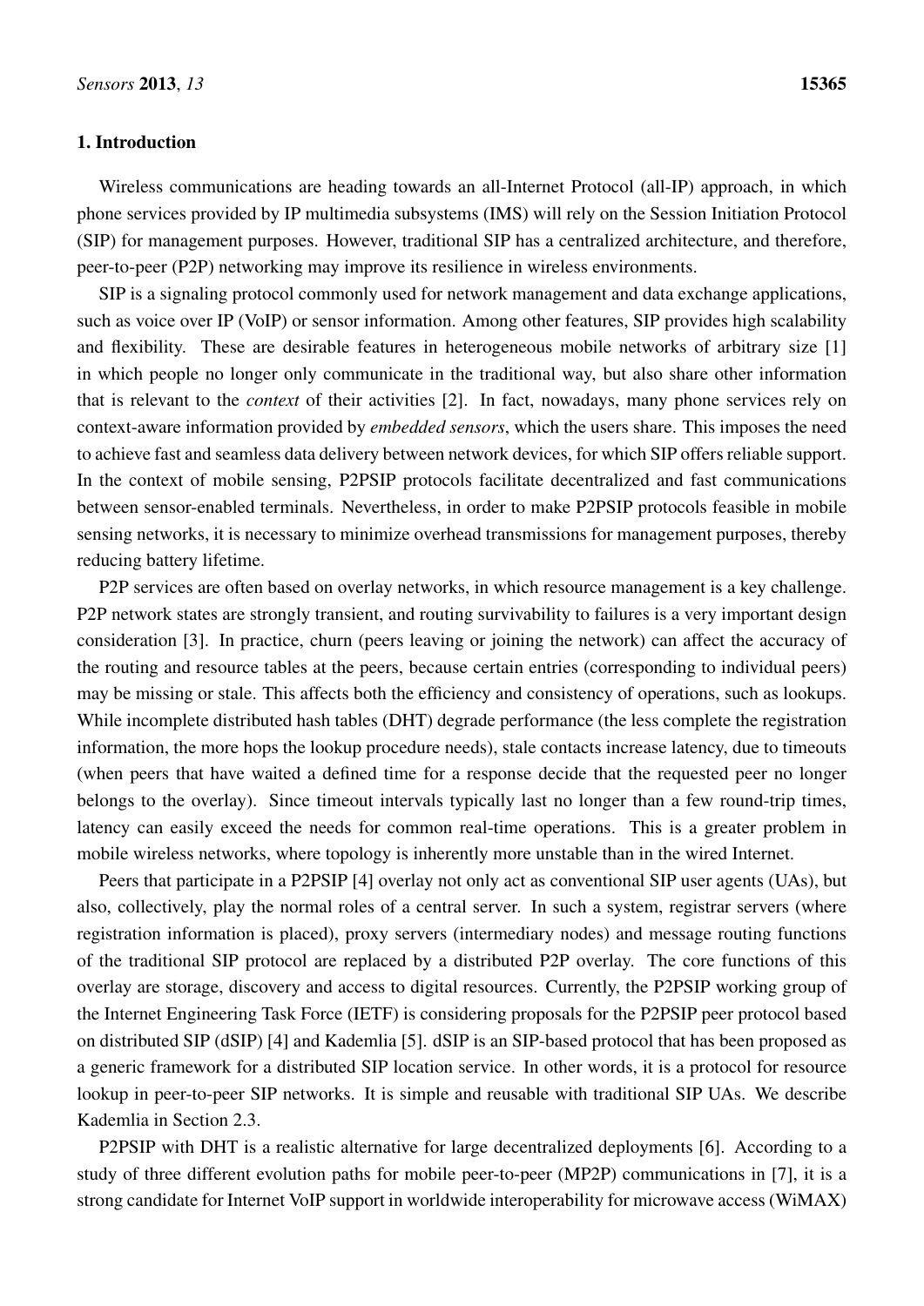## 1. Introduction

Wireless communications are heading towards an all-Internet Protocol (all-IP) approach, in which phone services provided by IP multimedia subsystems (IMS) will rely on the Session Initiation Protocol (SIP) for management purposes. However, traditional SIP has a centralized architecture, and therefore, peer-to-peer (P2P) networking may improve its resilience in wireless environments.

SIP is a signaling protocol commonly used for network management and data exchange applications, such as voice over IP (VoIP) or sensor information. Among other features, SIP provides high scalability and flexibility. These are desirable features in heterogeneous mobile networks of arbitrary size [1] in which people no longer only communicate in the traditional way, but also share other information that is relevant to the *context* of their activities [2]. In fact, nowadays, many phone services rely on context-aware information provided by *embedded sensors*, which the users share. This imposes the need to achieve fast and seamless data delivery between network devices, for which SIP offers reliable support. In the context of mobile sensing, P2PSIP protocols facilitate decentralized and fast communications between sensor-enabled terminals. Nevertheless, in order to make P2PSIP protocols feasible in mobile sensing networks, it is necessary to minimize overhead transmissions for management purposes, thereby reducing battery lifetime.

P2P services are often based on overlay networks, in which resource management is a key challenge. P2P network states are strongly transient, and routing survivability to failures is a very important design consideration [3]. In practice, churn (peers leaving or joining the network) can affect the accuracy of the routing and resource tables at the peers, because certain entries (corresponding to individual peers) may be missing or stale. This affects both the efficiency and consistency of operations, such as lookups. While incomplete distributed hash tables (DHT) degrade performance (the less complete the registration information, the more hops the lookup procedure needs), stale contacts increase latency, due to timeouts (when peers that have waited a defined time for a response decide that the requested peer no longer belongs to the overlay). Since timeout intervals typically last no longer than a few round-trip times, latency can easily exceed the needs for common real-time operations. This is a greater problem in mobile wireless networks, where topology is inherently more unstable than in the wired Internet.

Peers that participate in a P2PSIP [4] overlay not only act as conventional SIP user agents (UAs), but also, collectively, play the normal roles of a central server. In such a system, registrar servers (where registration information is placed), proxy servers (intermediary nodes) and message routing functions of the traditional SIP protocol are replaced by a distributed P2P overlay. The core functions of this overlay are storage, discovery and access to digital resources. Currently, the P2PSIP working group of the Internet Engineering Task Force (IETF) is considering proposals for the P2PSIP peer protocol based on distributed SIP (dSIP) [4] and Kademlia [5]. dSIP is an SIP-based protocol that has been proposed as a generic framework for a distributed SIP location service. In other words, it is a protocol for resource lookup in peer-to-peer SIP networks. It is simple and reusable with traditional SIP UAs. We describe Kademlia in Section 2.3.

P2PSIP with DHT is a realistic alternative for large decentralized deployments [6]. According to a study of three different evolution paths for mobile peer-to-peer (MP2P) communications in [7], it is a strong candidate for Internet VoIP support in worldwide interoperability for microwave access (WiMAX)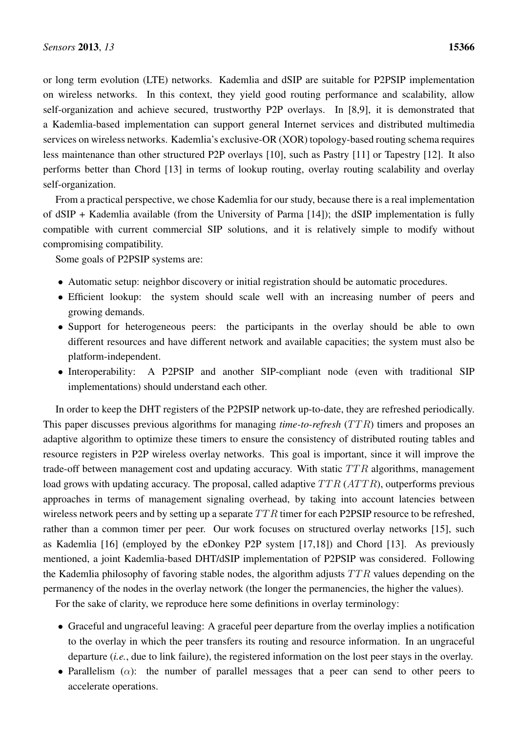or long term evolution (LTE) networks. Kademlia and dSIP are suitable for P2PSIP implementation on wireless networks. In this context, they yield good routing performance and scalability, allow self-organization and achieve secured, trustworthy P2P overlays. In [8,9], it is demonstrated that a Kademlia-based implementation can support general Internet services and distributed multimedia services on wireless networks. Kademlia's exclusive-OR (XOR) topology-based routing schema requires less maintenance than other structured P2P overlays [10], such as Pastry [11] or Tapestry [12]. It also performs better than Chord [13] in terms of lookup routing, overlay routing scalability and overlay self-organization.

From a practical perspective, we chose Kademlia for our study, because there is a real implementation of dSIP + Kademlia available (from the University of Parma [14]); the dSIP implementation is fully compatible with current commercial SIP solutions, and it is relatively simple to modify without compromising compatibility.

Some goals of P2PSIP systems are:

- Automatic setup: neighbor discovery or initial registration should be automatic procedures.
- Efficient lookup: the system should scale well with an increasing number of peers and growing demands.
- Support for heterogeneous peers: the participants in the overlay should be able to own different resources and have different network and available capacities; the system must also be platform-independent.
- Interoperability: A P2PSIP and another SIP-compliant node (even with traditional SIP implementations) should understand each other.

In order to keep the DHT registers of the P2PSIP network up-to-date, they are refreshed periodically. This paper discusses previous algorithms for managing *time-to-refresh* ($TTR$) timers and proposes an adaptive algorithm to optimize these timers to ensure the consistency of distributed routing tables and resource registers in P2P wireless overlay networks. This goal is important, since it will improve the trade-off between management cost and updating accuracy. With static $TTR$ algorithms, management load grows with updating accuracy. The proposal, called adaptive $TTR$ ($ATTR$), outperforms previous approaches in terms of management signaling overhead, by taking into account latencies between wireless network peers and by setting up a separate $TTR$ timer for each P2PSIP resource to be refreshed, rather than a common timer per peer. Our work focuses on structured overlay networks [15], such as Kademlia [16] (employed by the eDonkey P2P system [17,18]) and Chord [13]. As previously mentioned, a joint Kademlia-based DHT/dSIP implementation of P2PSIP was considered. Following the Kademlia philosophy of favoring stable nodes, the algorithm adjusts $TTR$ values depending on the permanency of the nodes in the overlay network (the longer the permanencies, the higher the values).

For the sake of clarity, we reproduce here some definitions in overlay terminology:

- Graceful and ungraceful leaving: A graceful peer departure from the overlay implies a notification to the overlay in which the peer transfers its routing and resource information. In an ungraceful departure (*i.e.*, due to link failure), the registered information on the lost peer stays in the overlay.
- Parallelism ($\alpha$): the number of parallel messages that a peer can send to other peers to accelerate operations.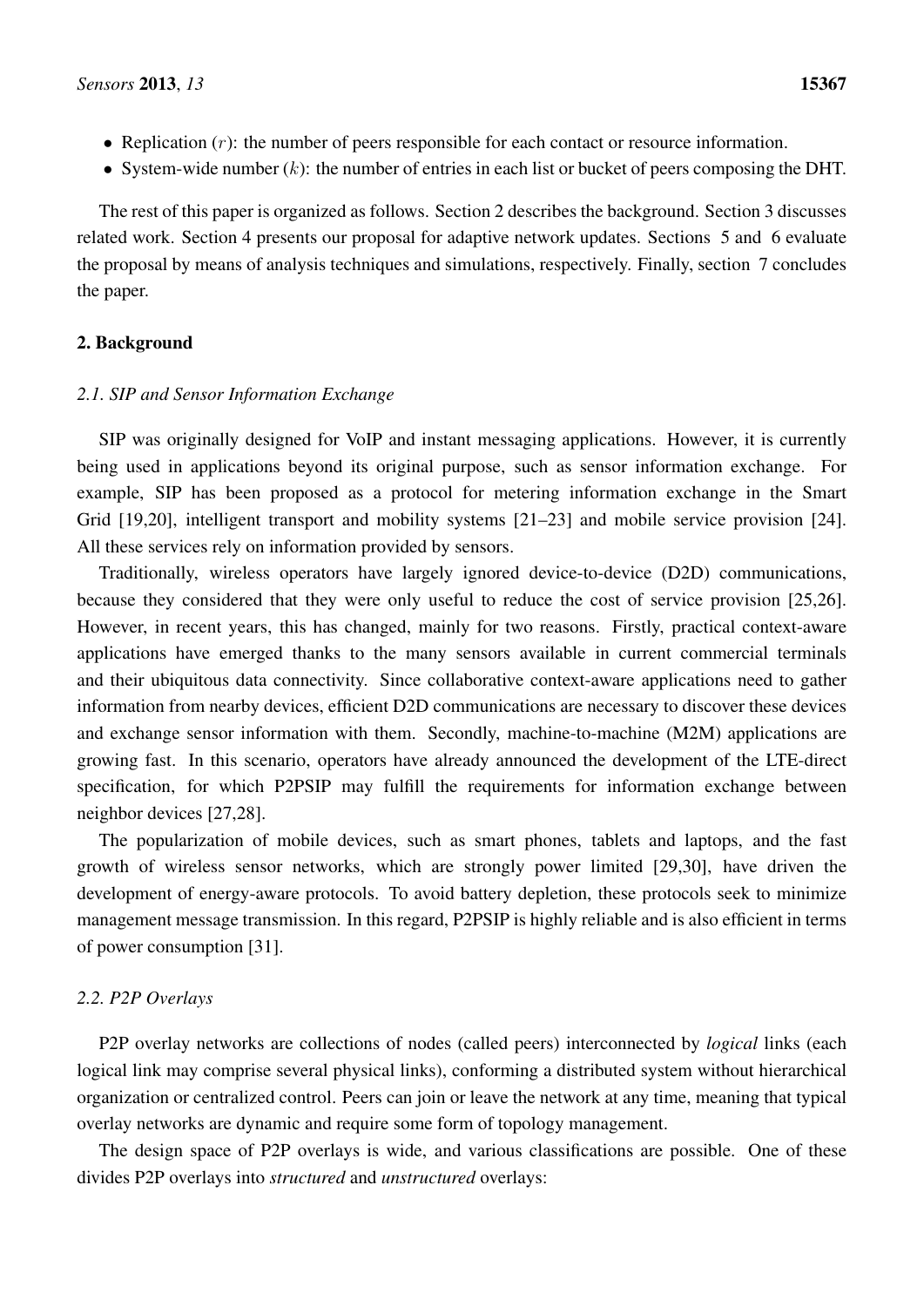- Replication ($r$): the number of peers responsible for each contact or resource information.
- System-wide number ($k$): the number of entries in each list or bucket of peers composing the DHT.

The rest of this paper is organized as follows. Section 2 describes the background. Section 3 discusses related work. Section 4 presents our proposal for adaptive network updates. Sections 5 and 6 evaluate the proposal by means of analysis techniques and simulations, respectively. Finally, section 7 concludes the paper.

## 2. Background

### *2.1. SIP and Sensor Information Exchange*

SIP was originally designed for VoIP and instant messaging applications. However, it is currently being used in applications beyond its original purpose, such as sensor information exchange. For example, SIP has been proposed as a protocol for metering information exchange in the Smart Grid [19,20], intelligent transport and mobility systems [21–23] and mobile service provision [24]. All these services rely on information provided by sensors.

Traditionally, wireless operators have largely ignored device-to-device (D2D) communications, because they considered that they were only useful to reduce the cost of service provision [25,26]. However, in recent years, this has changed, mainly for two reasons. Firstly, practical context-aware applications have emerged thanks to the many sensors available in current commercial terminals and their ubiquitous data connectivity. Since collaborative context-aware applications need to gather information from nearby devices, efficient D2D communications are necessary to discover these devices and exchange sensor information with them. Secondly, machine-to-machine (M2M) applications are growing fast. In this scenario, operators have already announced the development of the LTE-direct specification, for which P2PSIP may fulfill the requirements for information exchange between neighbor devices [27,28].

The popularization of mobile devices, such as smart phones, tablets and laptops, and the fast growth of wireless sensor networks, which are strongly power limited [29,30], have driven the development of energy-aware protocols. To avoid battery depletion, these protocols seek to minimize management message transmission. In this regard, P2PSIP is highly reliable and is also efficient in terms of power consumption [31].

### *2.2. P2P Overlays*

P2P overlay networks are collections of nodes (called peers) interconnected by *logical* links (each logical link may comprise several physical links), conforming a distributed system without hierarchical organization or centralized control. Peers can join or leave the network at any time, meaning that typical overlay networks are dynamic and require some form of topology management.

The design space of P2P overlays is wide, and various classifications are possible. One of these divides P2P overlays into *structured* and *unstructured* overlays: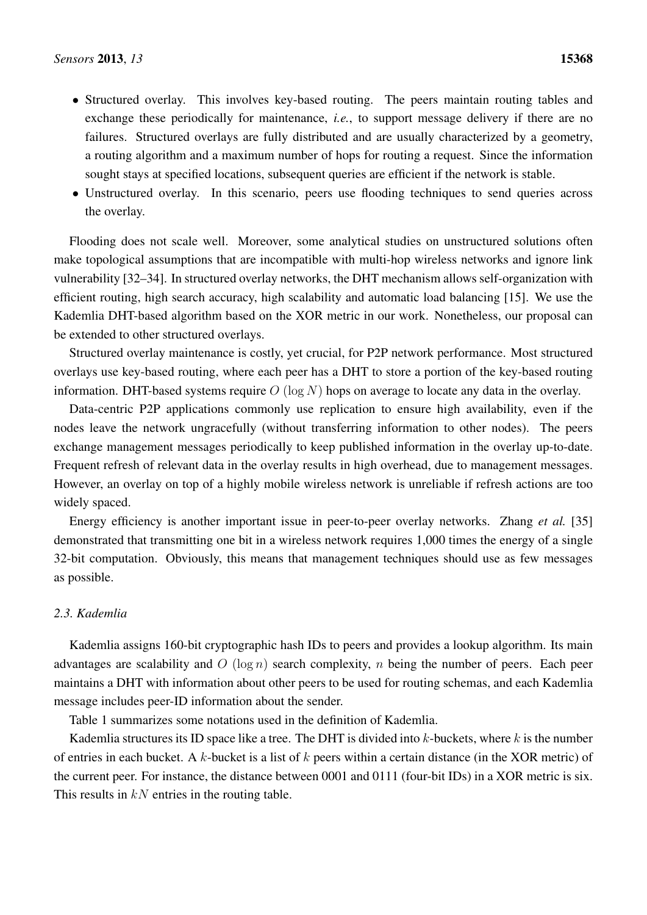- Structured overlay. This involves key-based routing. The peers maintain routing tables and exchange these periodically for maintenance, *i.e.*, to support message delivery if there are no failures. Structured overlays are fully distributed and are usually characterized by a geometry, a routing algorithm and a maximum number of hops for routing a request. Since the information sought stays at specified locations, subsequent queries are efficient if the network is stable.
- Unstructured overlay. In this scenario, peers use flooding techniques to send queries across the overlay.

Flooding does not scale well. Moreover, some analytical studies on unstructured solutions often make topological assumptions that are incompatible with multi-hop wireless networks and ignore link vulnerability [32–34]. In structured overlay networks, the DHT mechanism allows self-organization with efficient routing, high search accuracy, high scalability and automatic load balancing [15]. We use the Kademlia DHT-based algorithm based on the XOR metric in our work. Nonetheless, our proposal can be extended to other structured overlays.

Structured overlay maintenance is costly, yet crucial, for P2P network performance. Most structured overlays use key-based routing, where each peer has a DHT to store a portion of the key-based routing information. DHT-based systems require $O(\log N)$ hops on average to locate any data in the overlay.

Data-centric P2P applications commonly use replication to ensure high availability, even if the nodes leave the network ungracefully (without transferring information to other nodes). The peers exchange management messages periodically to keep published information in the overlay up-to-date. Frequent refresh of relevant data in the overlay results in high overhead, due to management messages. However, an overlay on top of a highly mobile wireless network is unreliable if refresh actions are too widely spaced.

Energy efficiency is another important issue in peer-to-peer overlay networks. Zhang *et al.* [35] demonstrated that transmitting one bit in a wireless network requires 1,000 times the energy of a single 32-bit computation. Obviously, this means that management techniques should use as few messages as possible.

### *2.3. Kademlia*

Kademlia assigns 160-bit cryptographic hash IDs to peers and provides a lookup algorithm. Its main advantages are scalability and $O(\log n)$ search complexity, $n$ being the number of peers. Each peer maintains a DHT with information about other peers to be used for routing schemas, and each Kademlia message includes peer-ID information about the sender.

Table 1 summarizes some notations used in the definition of Kademlia.

Kademlia structures its ID space like a tree. The DHT is divided into $k$-buckets, where $k$ is the number of entries in each bucket. A $k$-bucket is a list of $k$ peers within a certain distance (in the XOR metric) of the current peer. For instance, the distance between 0001 and 0111 (four-bit IDs) in a XOR metric is six. This results in $kN$ entries in the routing table.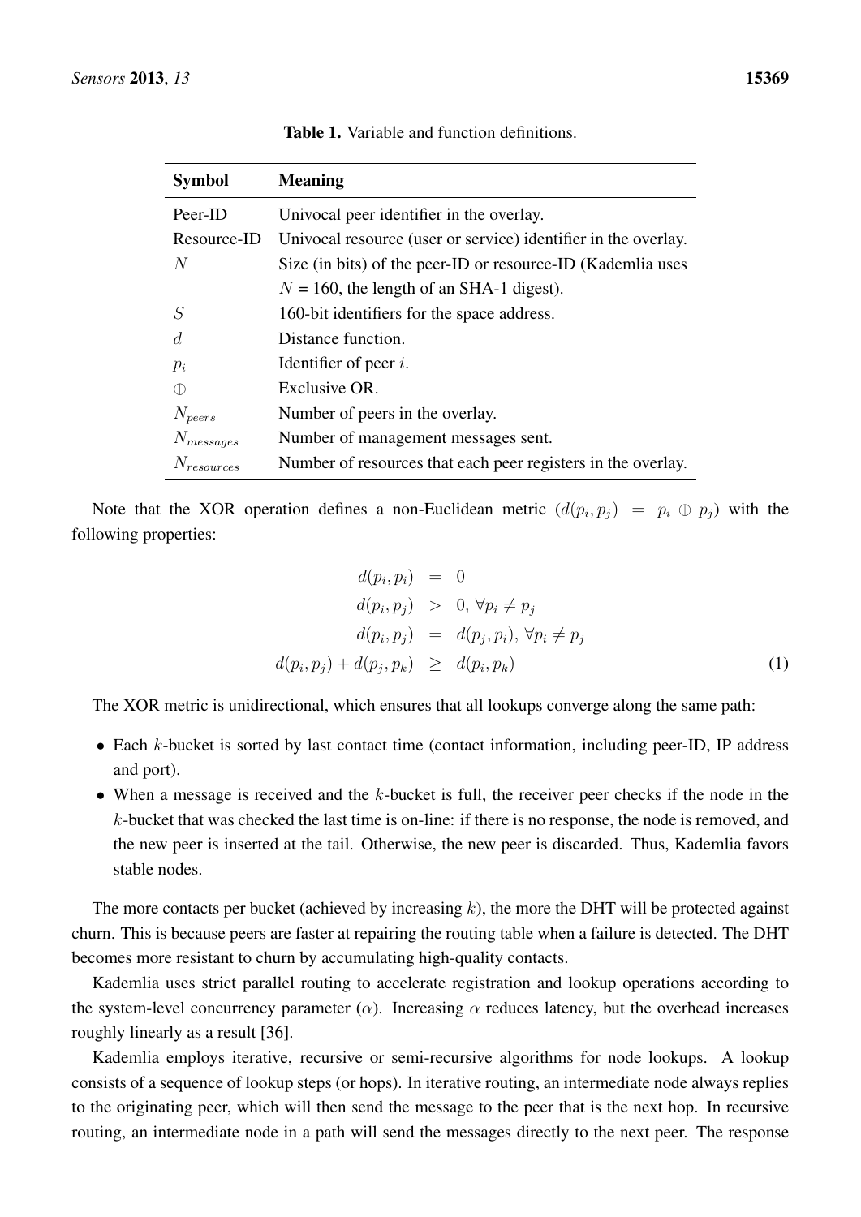**Table 1.** Variable and function definitions.

| Symbol | Meaning |
|---|---|
| Peer-ID | Univocal peer identifier in the overlay. |
| Resource-ID | Univocal resource (user or service) identifier in the overlay. |
| $N$ | Size (in bits) of the peer-ID or resource-ID (Kademlia uses $N$ = 160, the length of an SHA-1 digest). |
| $S$ | 160-bit identifiers for the space address. |
| $d$ | Distance function. |
| $p_i$ | Identifier of peer $i$. |
| $\oplus$ | Exclusive OR. |
| $N_{peers}$ | Number of peers in the overlay. |
| $N_{messages}$ | Number of management messages sent. |
| $N_{resources}$ | Number of resources that each peer registers in the overlay. |

Note that the XOR operation defines a non-Euclidean metric ($d(p_i, p_j) = p_i \oplus p_j$) with the following properties:

$$
\begin{aligned}
d(p_i, p_i) &= 0 \\
d(p_i, p_j) &> 0, \forall p_i \neq p_j \\
d(p_i, p_j) &= d(p_j, p_i), \forall p_i \neq p_j \\
d(p_i, p_j) + d(p_j, p_k) &\geq d(p_i, p_k)
\end{aligned}
\tag{1}
$$

The XOR metric is unidirectional, which ensures that all lookups converge along the same path:

- Each $k$-bucket is sorted by last contact time (contact information, including peer-ID, IP address and port).
- When a message is received and the $k$-bucket is full, the receiver peer checks if the node in the $k$-bucket that was checked the last time is on-line: if there is no response, the node is removed, and the new peer is inserted at the tail. Otherwise, the new peer is discarded. Thus, Kademlia favors stable nodes.

The more contacts per bucket (achieved by increasing $k$), the more the DHT will be protected against churn. This is because peers are faster at repairing the routing table when a failure is detected. The DHT becomes more resistant to churn by accumulating high-quality contacts.

Kademlia uses strict parallel routing to accelerate registration and lookup operations according to the system-level concurrency parameter ($\alpha$). Increasing $\alpha$ reduces latency, but the overhead increases roughly linearly as a result [36].

Kademlia employs iterative, recursive or semi-recursive algorithms for node lookups. A lookup consists of a sequence of lookup steps (or hops). In iterative routing, an intermediate node always replies to the originating peer, which will then send the message to the peer that is the next hop. In recursive routing, an intermediate node in a path will send the messages directly to the next peer. The response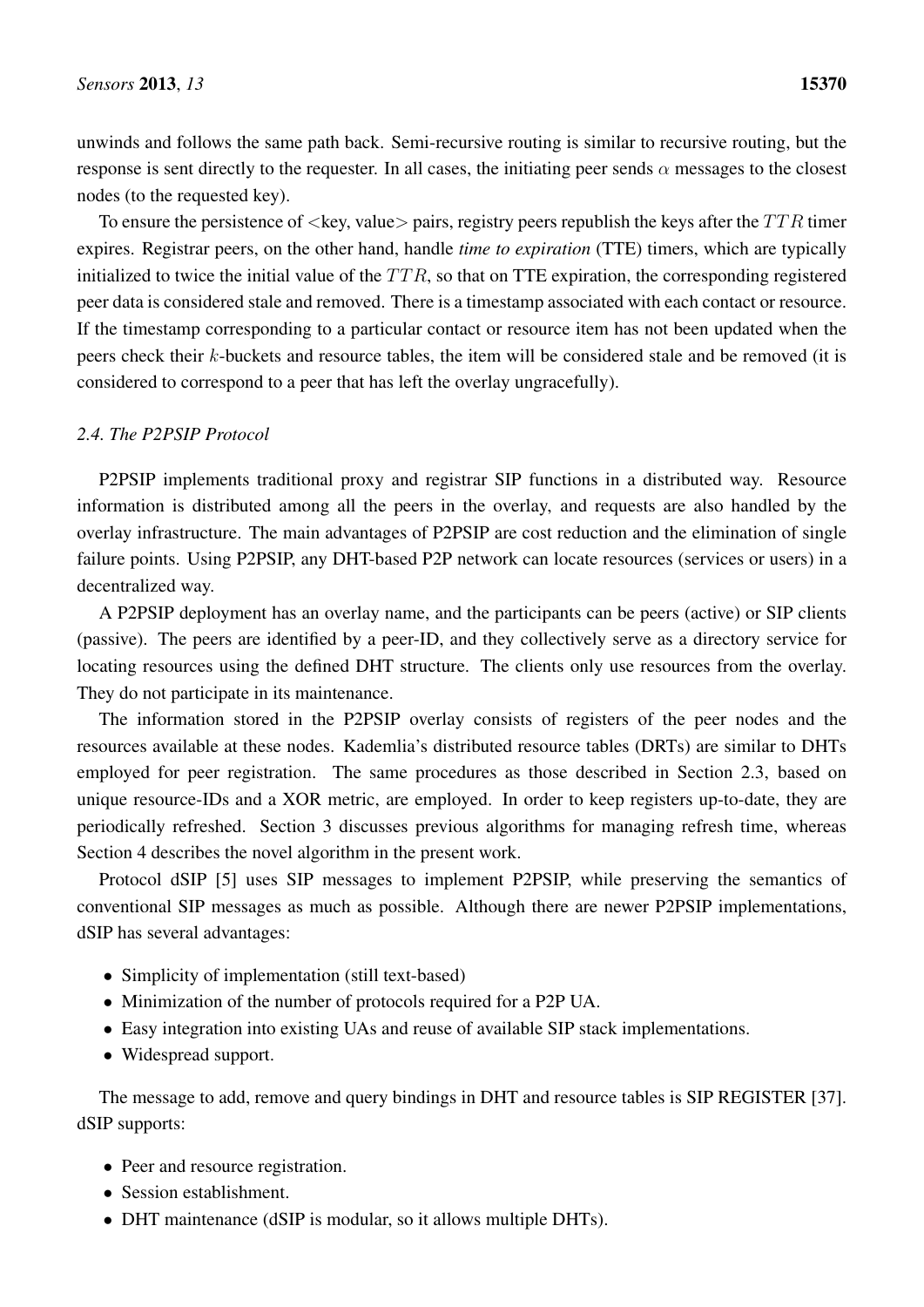unwinds and follows the same path back. Semi-recursive routing is similar to recursive routing, but the response is sent directly to the requester. In all cases, the initiating peer sends $\alpha$ messages to the closest nodes (to the requested key).

To ensure the persistence of <key, value> pairs, registry peers republish the keys after the $TTR$ timer expires. Registrar peers, on the other hand, handle *time to expiration* (TTE) timers, which are typically initialized to twice the initial value of the $TTR$, so that on TTE expiration, the corresponding registered peer data is considered stale and removed. There is a timestamp associated with each contact or resource. If the timestamp corresponding to a particular contact or resource item has not been updated when the peers check their $k$-buckets and resource tables, the item will be considered stale and be removed (it is considered to correspond to a peer that has left the overlay ungracefully).

### *2.4. The P2PSIP Protocol*

P2PSIP implements traditional proxy and registrar SIP functions in a distributed way. Resource information is distributed among all the peers in the overlay, and requests are also handled by the overlay infrastructure. The main advantages of P2PSIP are cost reduction and the elimination of single failure points. Using P2PSIP, any DHT-based P2P network can locate resources (services or users) in a decentralized way.

A P2PSIP deployment has an overlay name, and the participants can be peers (active) or SIP clients (passive). The peers are identified by a peer-ID, and they collectively serve as a directory service for locating resources using the defined DHT structure. The clients only use resources from the overlay. They do not participate in its maintenance.

The information stored in the P2PSIP overlay consists of registers of the peer nodes and the resources available at these nodes. Kademlia's distributed resource tables (DRTs) are similar to DHTs employed for peer registration. The same procedures as those described in Section 2.3, based on unique resource-IDs and a XOR metric, are employed. In order to keep registers up-to-date, they are periodically refreshed. Section 3 discusses previous algorithms for managing refresh time, whereas Section 4 describes the novel algorithm in the present work.

Protocol dSIP [5] uses SIP messages to implement P2PSIP, while preserving the semantics of conventional SIP messages as much as possible. Although there are newer P2PSIP implementations, dSIP has several advantages:

- Simplicity of implementation (still text-based)
- Minimization of the number of protocols required for a P2P UA.
- Easy integration into existing UAs and reuse of available SIP stack implementations.
- Widespread support.

The message to add, remove and query bindings in DHT and resource tables is SIP REGISTER [37]. dSIP supports:

- Peer and resource registration.
- Session establishment.
- DHT maintenance (dSIP is modular, so it allows multiple DHTs).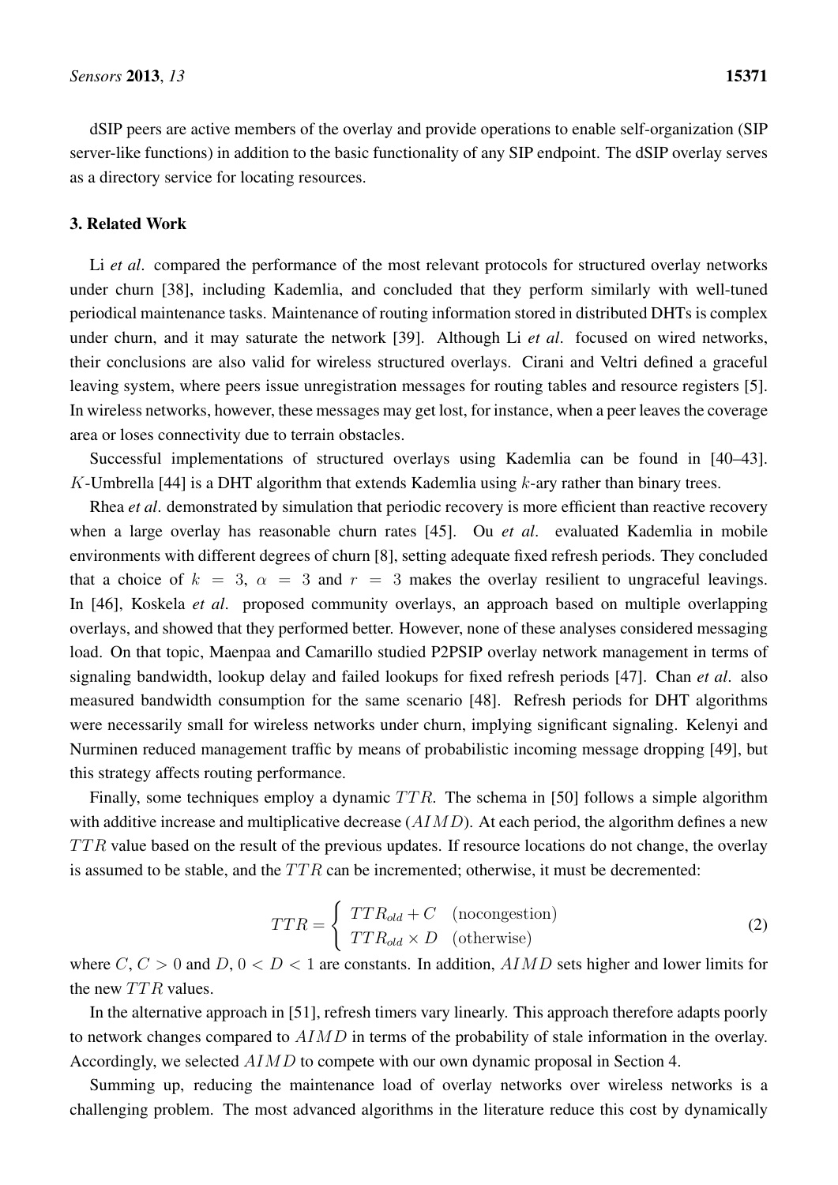dSIP peers are active members of the overlay and provide operations to enable self-organization (SIP server-like functions) in addition to the basic functionality of any SIP endpoint. The dSIP overlay serves as a directory service for locating resources.

## 3. Related Work

Li *et al*. compared the performance of the most relevant protocols for structured overlay networks under churn [38], including Kademlia, and concluded that they perform similarly with well-tuned periodical maintenance tasks. Maintenance of routing information stored in distributed DHTs is complex under churn, and it may saturate the network [39]. Although Li *et al*. focused on wired networks, their conclusions are also valid for wireless structured overlays. Cirani and Veltri defined a graceful leaving system, where peers issue unregistration messages for routing tables and resource registers [5]. In wireless networks, however, these messages may get lost, for instance, when a peer leaves the coverage area or loses connectivity due to terrain obstacles.

Successful implementations of structured overlays using Kademlia can be found in [40–43]. $K$-Umbrella [44] is a DHT algorithm that extends Kademlia using $k$-ary rather than binary trees.

Rhea *et al*. demonstrated by simulation that periodic recovery is more efficient than reactive recovery when a large overlay has reasonable churn rates [45]. Ou *et al*. evaluated Kademlia in mobile environments with different degrees of churn [8], setting adequate fixed refresh periods. They concluded that a choice of $k = 3$, $\alpha = 3$ and $r = 3$ makes the overlay resilient to ungraceful leavings. In [46], Koskela *et al*. proposed community overlays, an approach based on multiple overlapping overlays, and showed that they performed better. However, none of these analyses considered messaging load. On that topic, Maenpaa and Camarillo studied P2PSIP overlay network management in terms of signaling bandwidth, lookup delay and failed lookups for fixed refresh periods [47]. Chan *et al*. also measured bandwidth consumption for the same scenario [48]. Refresh periods for DHT algorithms were necessarily small for wireless networks under churn, implying significant signaling. Kelenyi and Nurminen reduced management traffic by means of probabilistic incoming message dropping [49], but this strategy affects routing performance.

Finally, some techniques employ a dynamic $TTR$. The schema in [50] follows a simple algorithm with additive increase and multiplicative decrease ($AIMD$). At each period, the algorithm defines a new $TTR$ value based on the result of the previous updates. If resource locations do not change, the overlay is assumed to be stable, and the $TTR$ can be incremented; otherwise, it must be decremented:

$$TTR = \begin{cases} TTR_{old} + C & \text{(nocongestion)} \\ TTR_{old} \times D & \text{(otherwise)} \end{cases} \tag{2}$$

where $C$, $C > 0$ and $D$, $0 < D < 1$ are constants. In addition, $AIMD$ sets higher and lower limits for the new $TTR$ values.

In the alternative approach in [51], refresh timers vary linearly. This approach therefore adapts poorly to network changes compared to $AIMD$ in terms of the probability of stale information in the overlay. Accordingly, we selected $AIMD$ to compete with our own dynamic proposal in Section 4.

Summing up, reducing the maintenance load of overlay networks over wireless networks is a challenging problem. The most advanced algorithms in the literature reduce this cost by dynamically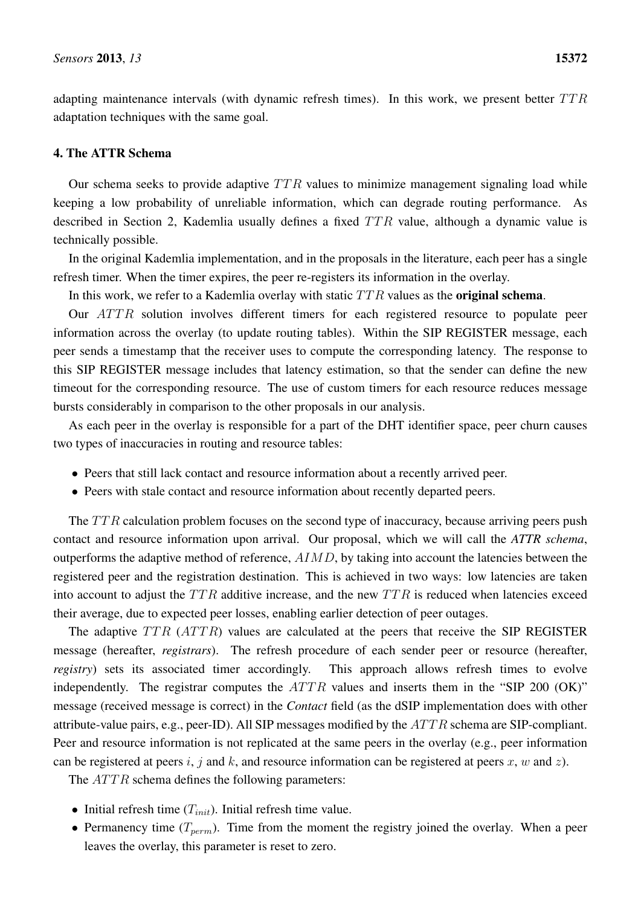adapting maintenance intervals (with dynamic refresh times). In this work, we present better $TTR$ adaptation techniques with the same goal.

## 4. The ATTR Schema

Our schema seeks to provide adaptive $TTR$ values to minimize management signaling load while keeping a low probability of unreliable information, which can degrade routing performance. As described in Section 2, Kademlia usually defines a fixed $TTR$ value, although a dynamic value is technically possible.

In the original Kademlia implementation, and in the proposals in the literature, each peer has a single refresh timer. When the timer expires, the peer re-registers its information in the overlay.

In this work, we refer to a Kademlia overlay with static $TTR$ values as the **original schema**.

Our $ATTR$ solution involves different timers for each registered resource to populate peer information across the overlay (to update routing tables). Within the SIP REGISTER message, each peer sends a timestamp that the receiver uses to compute the corresponding latency. The response to this SIP REGISTER message includes that latency estimation, so that the sender can define the new timeout for the corresponding resource. The use of custom timers for each resource reduces message bursts considerably in comparison to the other proposals in our analysis.

As each peer in the overlay is responsible for a part of the DHT identifier space, peer churn causes two types of inaccuracies in routing and resource tables:

- Peers that still lack contact and resource information about a recently arrived peer.
- Peers with stale contact and resource information about recently departed peers.

The $TTR$ calculation problem focuses on the second type of inaccuracy, because arriving peers push contact and resource information upon arrival. Our proposal, which we will call the ***ATTR schema***, outperforms the adaptive method of reference, $AIMD$, by taking into account the latencies between the registered peer and the registration destination. This is achieved in two ways: low latencies are taken into account to adjust the $TTR$ additive increase, and the new $TTR$ is reduced when latencies exceed their average, due to expected peer losses, enabling earlier detection of peer outages.

The adaptive $TTR$ ($ATTR$) values are calculated at the peers that receive the SIP REGISTER message (hereafter, *registrars*). The refresh procedure of each sender peer or resource (hereafter, *registry*) sets its associated timer accordingly. This approach allows refresh times to evolve independently. The registrar computes the $ATTR$ values and inserts them in the "SIP 200 (OK)" message (received message is correct) in the *Contact* field (as the dSIP implementation does with other attribute-value pairs, e.g., peer-ID). All SIP messages modified by the $ATTR$ schema are SIP-compliant. Peer and resource information is not replicated at the same peers in the overlay (e.g., peer information can be registered at peers $i$, $j$ and $k$, and resource information can be registered at peers $x$, $w$ and $z$).

The $ATTR$ schema defines the following parameters:

- Initial refresh time ($T_{init}$). Initial refresh time value.
- Permanency time ($T_{perm}$). Time from the moment the registry joined the overlay. When a peer leaves the overlay, this parameter is reset to zero.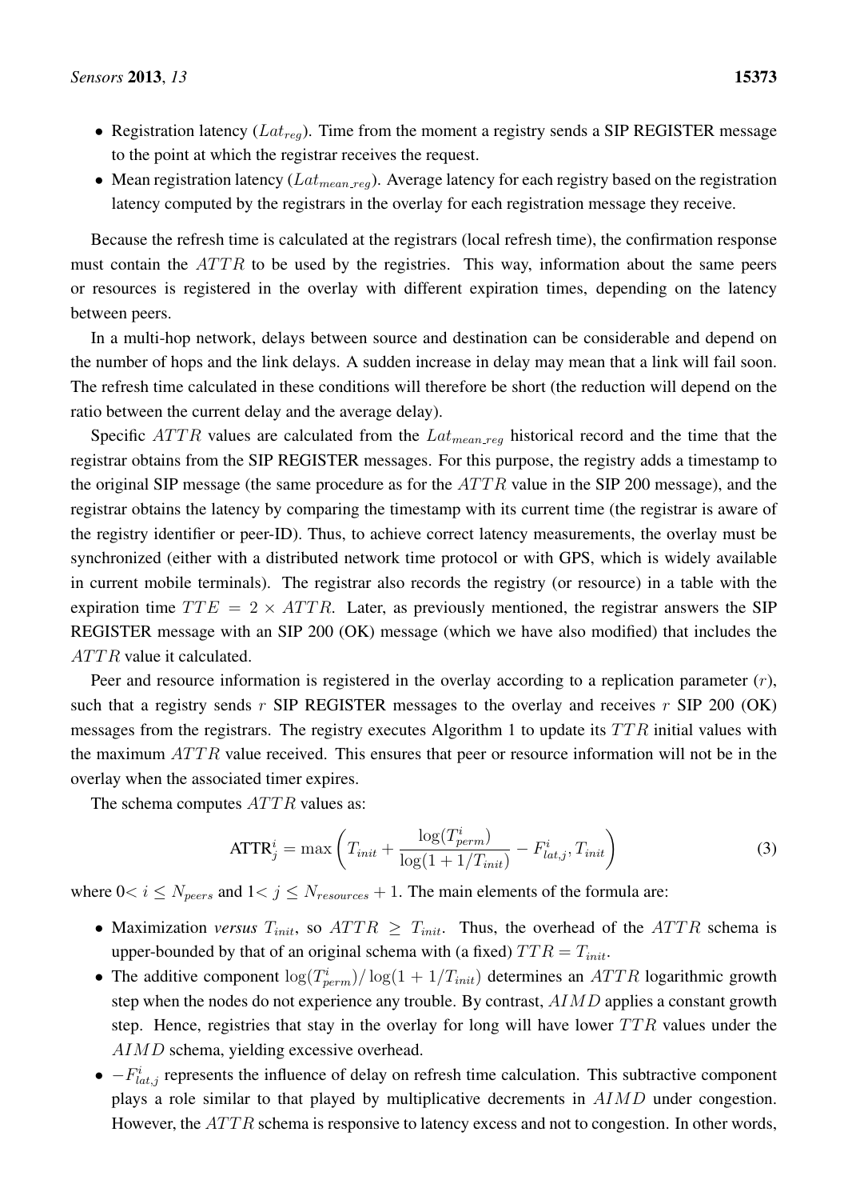- Registration latency ($Lat_{reg}$). Time from the moment a registry sends a SIP REGISTER message to the point at which the registrar receives the request.
- Mean registration latency ($Lat_{mean\_reg}$). Average latency for each registry based on the registration latency computed by the registrars in the overlay for each registration message they receive.

Because the refresh time is calculated at the registrars (local refresh time), the confirmation response must contain the $ATTR$ to be used by the registries. This way, information about the same peers or resources is registered in the overlay with different expiration times, depending on the latency between peers.

In a multi-hop network, delays between source and destination can be considerable and depend on the number of hops and the link delays. A sudden increase in delay may mean that a link will fail soon. The refresh time calculated in these conditions will therefore be short (the reduction will depend on the ratio between the current delay and the average delay).

Specific $ATTR$ values are calculated from the $Lat_{mean\_reg}$ historical record and the time that the registrar obtains from the SIP REGISTER messages. For this purpose, the registry adds a timestamp to the original SIP message (the same procedure as for the $ATTR$ value in the SIP 200 message), and the registrar obtains the latency by comparing the timestamp with its current time (the registrar is aware of the registry identifier or peer-ID). Thus, to achieve correct latency measurements, the overlay must be synchronized (either with a distributed network time protocol or with GPS, which is widely available in current mobile terminals). The registrar also records the registry (or resource) in a table with the expiration time $TTE = 2 \times ATTR$. Later, as previously mentioned, the registrar answers the SIP REGISTER message with an SIP 200 (OK) message (which we have also modified) that includes the $ATTR$ value it calculated.

Peer and resource information is registered in the overlay according to a replication parameter ($r$), such that a registry sends $r$ SIP REGISTER messages to the overlay and receives $r$ SIP 200 (OK) messages from the registrars. The registry executes Algorithm 1 to update its $TTR$ initial values with the maximum $ATTR$ value received. This ensures that peer or resource information will not be in the overlay when the associated timer expires.

The schema computes $ATTR$ values as:

$$\text{ATTR}_j^i = \max\left(T_{init} + \frac{\log(T_{perm}^i)}{\log(1 + 1/T_{init})} - F_{lat,j}^i, T_{init}\right) \tag{3}$$

where $0 < i \leq N_{peers}$ and $1 < j \leq N_{resources} + 1$. The main elements of the formula are:

- Maximization *versus* $T_{init}$, so $ATTR \geq T_{init}$. Thus, the overhead of the $ATTR$ schema is upper-bounded by that of an original schema with (a fixed) $TTR = T_{init}$.
- The additive component $\log(T_{perm}^i)/\log(1 + 1/T_{init})$ determines an $ATTR$ logarithmic growth step when the nodes do not experience any trouble. By contrast, $AIMD$ applies a constant growth step. Hence, registries that stay in the overlay for long will have lower $TTR$ values under the $AIMD$ schema, yielding excessive overhead.
- $-F_{lat,j}^i$ represents the influence of delay on refresh time calculation. This subtractive component plays a role similar to that played by multiplicative decrements in $AIMD$ under congestion. However, the $ATTR$ schema is responsive to latency excess and not to congestion. In other words,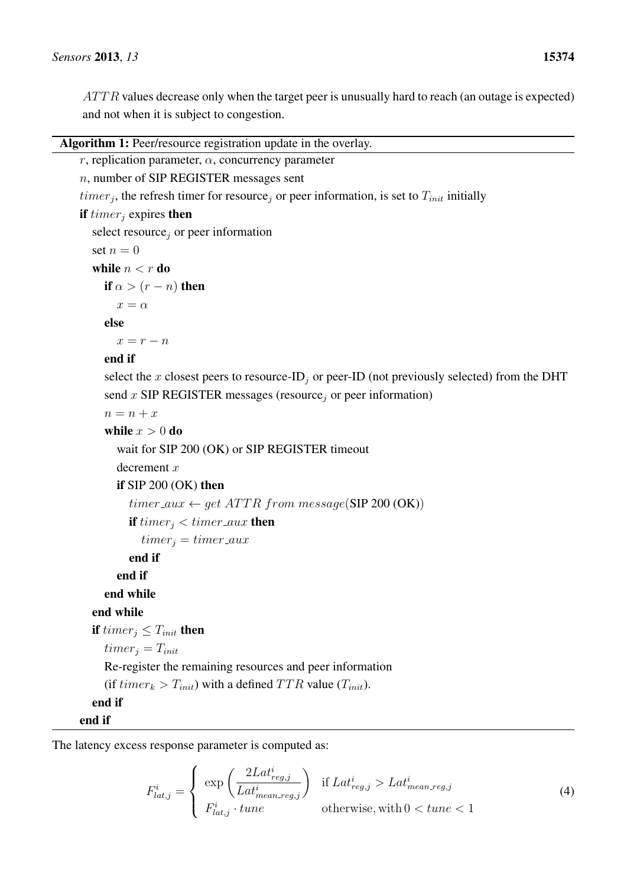$ATTR$ values decrease only when the target peer is unusually hard to reach (an outage is expected) and not when it is subject to congestion.

**Algorithm 1:** Peer/resource registration update in the overlay.

```
r, replication parameter, α, concurrency parameter
n, number of SIP REGISTER messages sent
timer_j, the refresh timer for resource_j or peer information, is set to T_init initially
if timer_j expires then
    select resource_j or peer information
    set n = 0
    while n < r do
        if α > (r − n) then
            x = α
        else
            x = r − n
        end if
        select the x closest peers to resource-ID_j or peer-ID (not previously selected) from the DHT
        send x SIP REGISTER messages (resource_j or peer information)
        n = n + x
        while x > 0 do
            wait for SIP 200 (OK) or SIP REGISTER timeout
            decrement x
            if SIP 200 (OK) then
                timer_aux ← get ATTR from message(SIP 200 (OK))
                if timer_j < timer_aux then
                    timer_j = timer_aux
                end if
            end if
        end while
    end while
    if timer_j ≤ T_init then
        timer_j = T_init
        Re-register the remaining resources and peer information
        (if timer_k > T_init) with a defined TTR value (T_init).
    end if
end if
```

The latency excess response parameter is computed as:

$$F_{lat,j}^{i} = \begin{cases} \exp\left(\dfrac{2Lat_{reg,j}^{i}}{Lat_{mean\_reg,j}^{i}}\right) & \text{if } Lat_{reg,j}^{i} > Lat_{mean\_reg,j}^{i} \\ F_{lat,j}^{i} \cdot tune & \text{otherwise, with } 0 < tune < 1 \end{cases} \tag{4}$$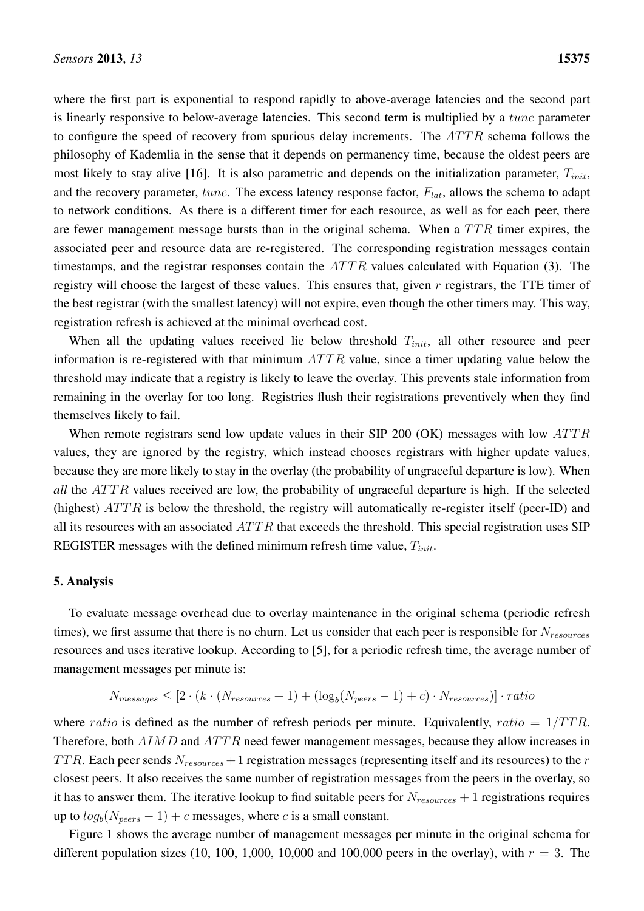where the first part is exponential to respond rapidly to above-average latencies and the second part is linearly responsive to below-average latencies. This second term is multiplied by a $tune$ parameter to configure the speed of recovery from spurious delay increments. The $ATTR$ schema follows the philosophy of Kademlia in the sense that it depends on permanency time, because the oldest peers are most likely to stay alive [16]. It is also parametric and depends on the initialization parameter, $T_{init}$, and the recovery parameter, $tune$. The excess latency response factor, $F_{lat}$, allows the schema to adapt to network conditions. As there is a different timer for each resource, as well as for each peer, there are fewer management message bursts than in the original schema. When a $TTR$ timer expires, the associated peer and resource data are re-registered. The corresponding registration messages contain timestamps, and the registrar responses contain the $ATTR$ values calculated with Equation (3). The registry will choose the largest of these values. This ensures that, given $r$ registrars, the TTE timer of the best registrar (with the smallest latency) will not expire, even though the other timers may. This way, registration refresh is achieved at the minimal overhead cost.

When all the updating values received lie below threshold $T_{init}$, all other resource and peer information is re-registered with that minimum $ATTR$ value, since a timer updating value below the threshold may indicate that a registry is likely to leave the overlay. This prevents stale information from remaining in the overlay for too long. Registries flush their registrations preventively when they find themselves likely to fail.

When remote registrars send low update values in their SIP 200 (OK) messages with low $ATTR$ values, they are ignored by the registry, which instead chooses registrars with higher update values, because they are more likely to stay in the overlay (the probability of ungraceful departure is low). When *all* the $ATTR$ values received are low, the probability of ungraceful departure is high. If the selected (highest) $ATTR$ is below the threshold, the registry will automatically re-register itself (peer-ID) and all its resources with an associated $ATTR$ that exceeds the threshold. This special registration uses SIP REGISTER messages with the defined minimum refresh time value, $T_{init}$.

## 5. Analysis

To evaluate message overhead due to overlay maintenance in the original schema (periodic refresh times), we first assume that there is no churn. Let us consider that each peer is responsible for $N_{resources}$ resources and uses iterative lookup. According to [5], for a periodic refresh time, the average number of management messages per minute is:

$$N_{messages} \leq [2 \cdot (k \cdot (N_{resources} + 1) + (\log_b(N_{peers} - 1) + c) \cdot N_{resources})] \cdot ratio$$

where $ratio$ is defined as the number of refresh periods per minute. Equivalently, $ratio = 1/TTR$. Therefore, both $AIMD$ and $ATTR$ need fewer management messages, because they allow increases in $TTR$. Each peer sends $N_{resources} + 1$ registration messages (representing itself and its resources) to the $r$ closest peers. It also receives the same number of registration messages from the peers in the overlay, so it has to answer them. The iterative lookup to find suitable peers for $N_{resources} + 1$ registrations requires up to $log_b(N_{peers} - 1) + c$ messages, where $c$ is a small constant.

Figure 1 shows the average number of management messages per minute in the original schema for different population sizes (10, 100, 1,000, 10,000 and 100,000 peers in the overlay), with $r = 3$. The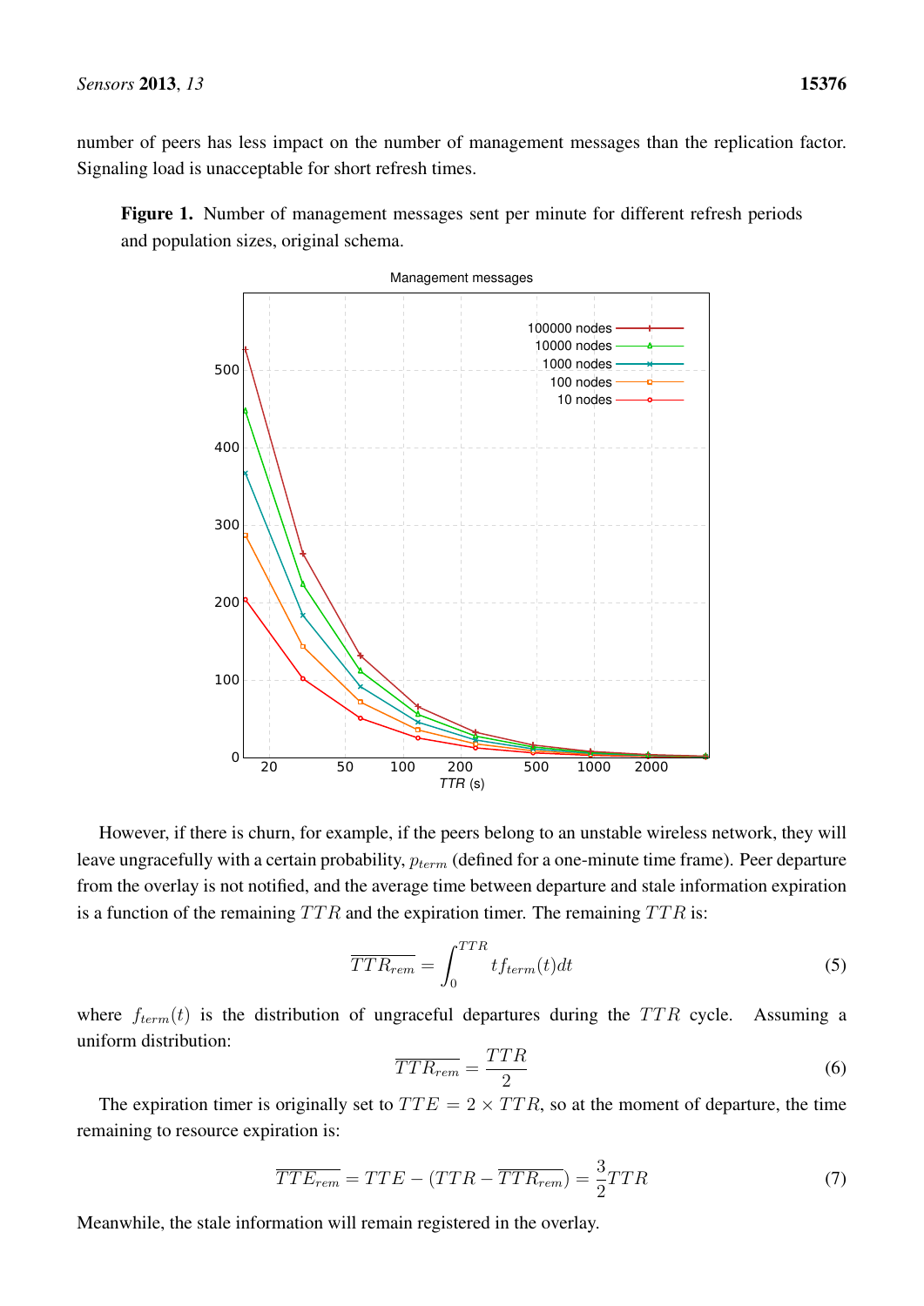number of peers has less impact on the number of management messages than the replication factor. Signaling load is unacceptable for short refresh times.

**Figure 1.** Number of management messages sent per minute for different refresh periods and population sizes, original schema.

However, if there is churn, for example, if the peers belong to an unstable wireless network, they will leave ungracefully with a certain probability, $p_{term}$ (defined for a one-minute time frame). Peer departure from the overlay is not notified, and the average time between departure and stale information expiration is a function of the remaining $TTR$ and the expiration timer. The remaining $TTR$ is:

$$\overline{TTR_{rem}} = \int_0^{TTR} t f_{term}(t)dt \tag{5}$$

where $f_{term}(t)$ is the distribution of ungraceful departures during the $TTR$ cycle. Assuming a uniform distribution:

$$\overline{TTR_{rem}} = \frac{TTR}{2} \tag{6}$$

The expiration timer is originally set to $TTE = 2 \times TTR$, so at the moment of departure, the time remaining to resource expiration is:

$$\overline{TTE_{rem}} = TTE - (TTR - \overline{TTR_{rem}}) = \frac{3}{2}TTR \tag{7}$$

Meanwhile, the stale information will remain registered in the overlay.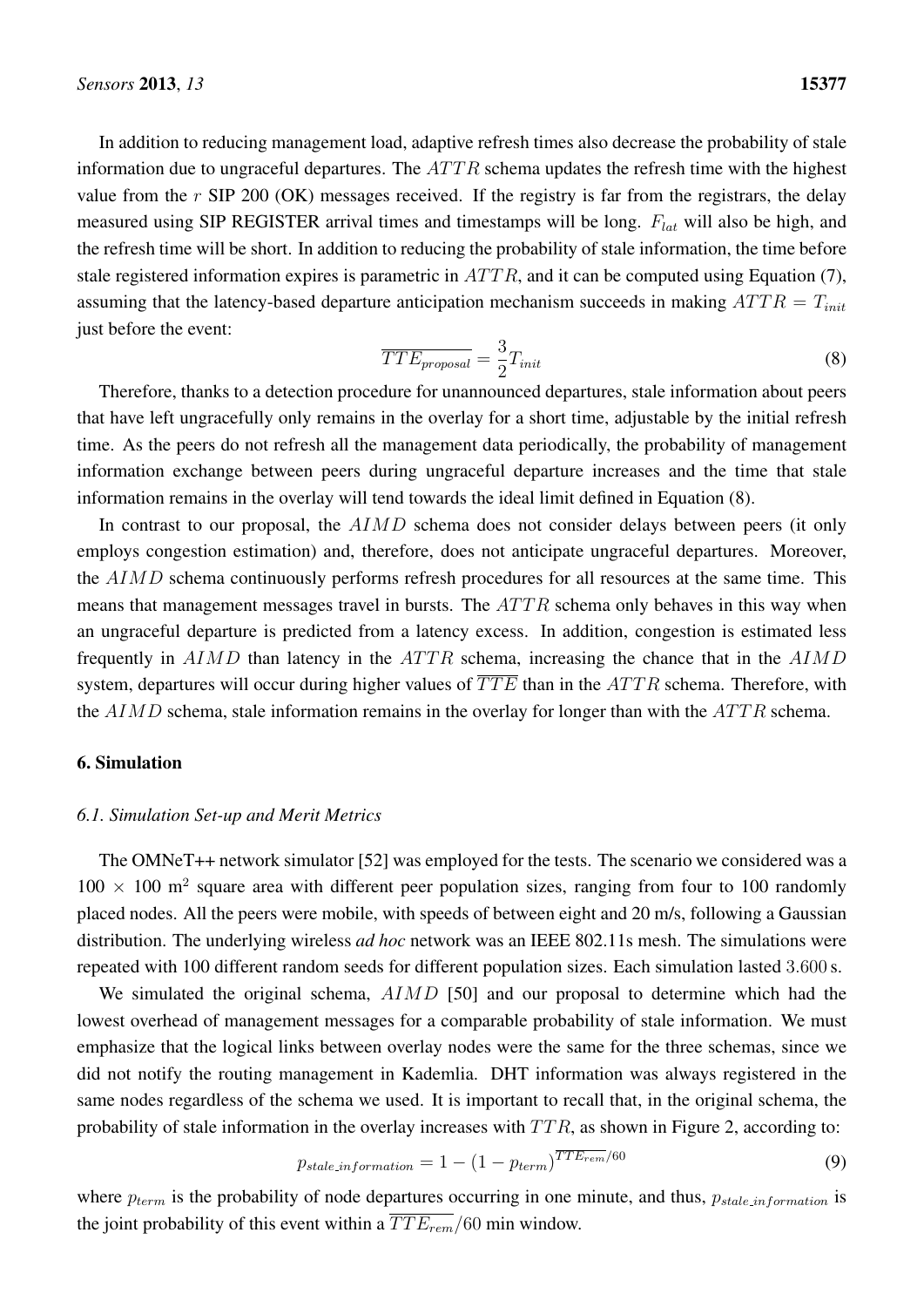In addition to reducing management load, adaptive refresh times also decrease the probability of stale information due to ungraceful departures. The $ATTR$ schema updates the refresh time with the highest value from the $r$ SIP 200 (OK) messages received. If the registry is far from the registrars, the delay measured using SIP REGISTER arrival times and timestamps will be long. $F_{lat}$ will also be high, and the refresh time will be short. In addition to reducing the probability of stale information, the time before stale registered information expires is parametric in $ATTR$, and it can be computed using Equation (7), assuming that the latency-based departure anticipation mechanism succeeds in making $ATTR = T_{init}$ just before the event:

$$\overline{TTE_{proposal}} = \frac{3}{2}T_{init} \tag{8}$$

Therefore, thanks to a detection procedure for unannounced departures, stale information about peers that have left ungracefully only remains in the overlay for a short time, adjustable by the initial refresh time. As the peers do not refresh all the management data periodically, the probability of management information exchange between peers during ungraceful departure increases and the time that stale information remains in the overlay will tend towards the ideal limit defined in Equation (8).

In contrast to our proposal, the $AIMD$ schema does not consider delays between peers (it only employs congestion estimation) and, therefore, does not anticipate ungraceful departures. Moreover, the $AIMD$ schema continuously performs refresh procedures for all resources at the same time. This means that management messages travel in bursts. The $ATTR$ schema only behaves in this way when an ungraceful departure is predicted from a latency excess. In addition, congestion is estimated less frequently in $AIMD$ than latency in the $ATTR$ schema, increasing the chance that in the $AIMD$ system, departures will occur during higher values of $\overline{TTE}$ than in the $ATTR$ schema. Therefore, with the $AIMD$ schema, stale information remains in the overlay for longer than with the $ATTR$ schema.

## 6. Simulation

### 6.1. Simulation Set-up and Merit Metrics

The OMNeT++ network simulator [52] was employed for the tests. The scenario we considered was a $100 \times 100$ m$^2$ square area with different peer population sizes, ranging from four to 100 randomly placed nodes. All the peers were mobile, with speeds of between eight and 20 m/s, following a Gaussian distribution. The underlying wireless *ad hoc* network was an IEEE 802.11s mesh. The simulations were repeated with 100 different random seeds for different population sizes. Each simulation lasted 3.600 s.

We simulated the original schema, $AIMD$ [50] and our proposal to determine which had the lowest overhead of management messages for a comparable probability of stale information. We must emphasize that the logical links between overlay nodes were the same for the three schemas, since we did not notify the routing management in Kademlia. DHT information was always registered in the same nodes regardless of the schema we used. It is important to recall that, in the original schema, the probability of stale information in the overlay increases with $TTR$, as shown in Figure 2, according to:

$$p_{stale\_information} = 1 - (1 - p_{term})^{\overline{TTE_{rem}}/60} \tag{9}$$

where $p_{term}$ is the probability of node departures occurring in one minute, and thus, $p_{stale\_information}$ is the joint probability of this event within a $\overline{TTE_{rem}}/60$ min window.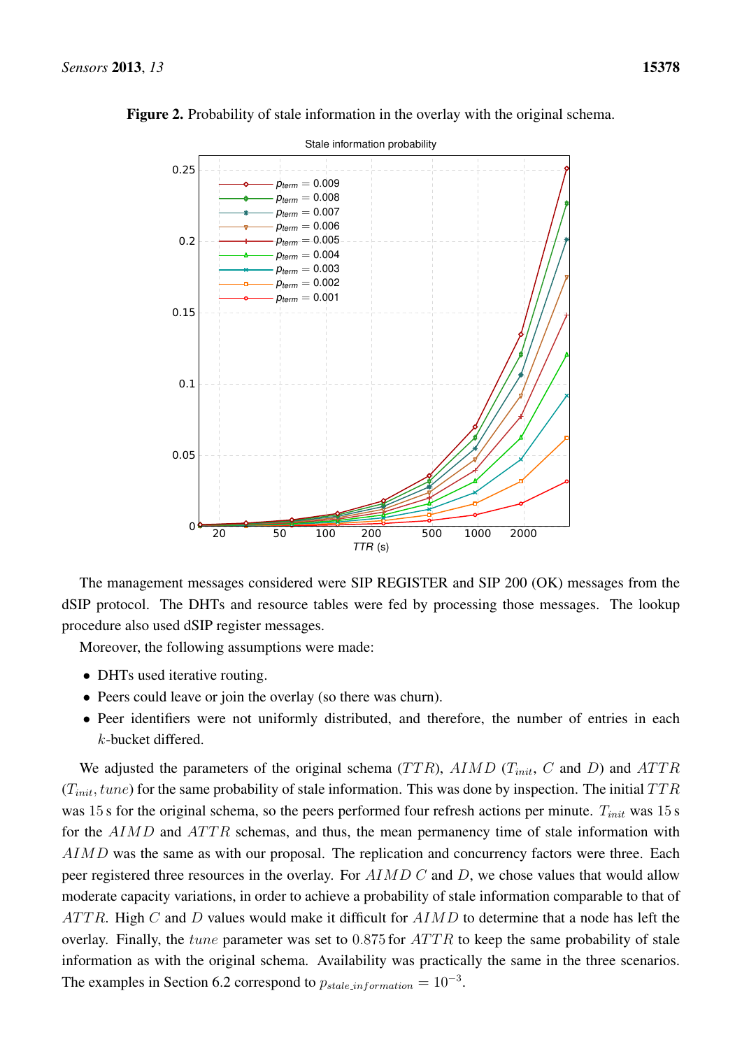**Figure 2.** Probability of stale information in the overlay with the original schema.

The management messages considered were SIP REGISTER and SIP 200 (OK) messages from the dSIP protocol. The DHTs and resource tables were fed by processing those messages. The lookup procedure also used dSIP register messages.

Moreover, the following assumptions were made:

- DHTs used iterative routing.
- Peers could leave or join the overlay (so there was churn).
- Peer identifiers were not uniformly distributed, and therefore, the number of entries in each $k$-bucket differed.

We adjusted the parameters of the original schema ($TTR$), $AIMD$ ($T_{init}$, $C$ and $D$) and $ATTR$ ($T_{init}$, $tune$) for the same probability of stale information. This was done by inspection. The initial $TTR$ was 15 s for the original schema, so the peers performed four refresh actions per minute. $T_{init}$ was 15 s for the $AIMD$ and $ATTR$ schemas, and thus, the mean permanency time of stale information with $AIMD$ was the same as with our proposal. The replication and concurrency factors were three. Each peer registered three resources in the overlay. For $AIMD$ $C$ and $D$, we chose values that would allow moderate capacity variations, in order to achieve a probability of stale information comparable to that of $ATTR$. High $C$ and $D$ values would make it difficult for $AIMD$ to determine that a node has left the overlay. Finally, the $tune$ parameter was set to 0.875 for $ATTR$ to keep the same probability of stale information as with the original schema. Availability was practically the same in the three scenarios. The examples in Section 6.2 correspond to $p_{stale\_information} = 10^{-3}$.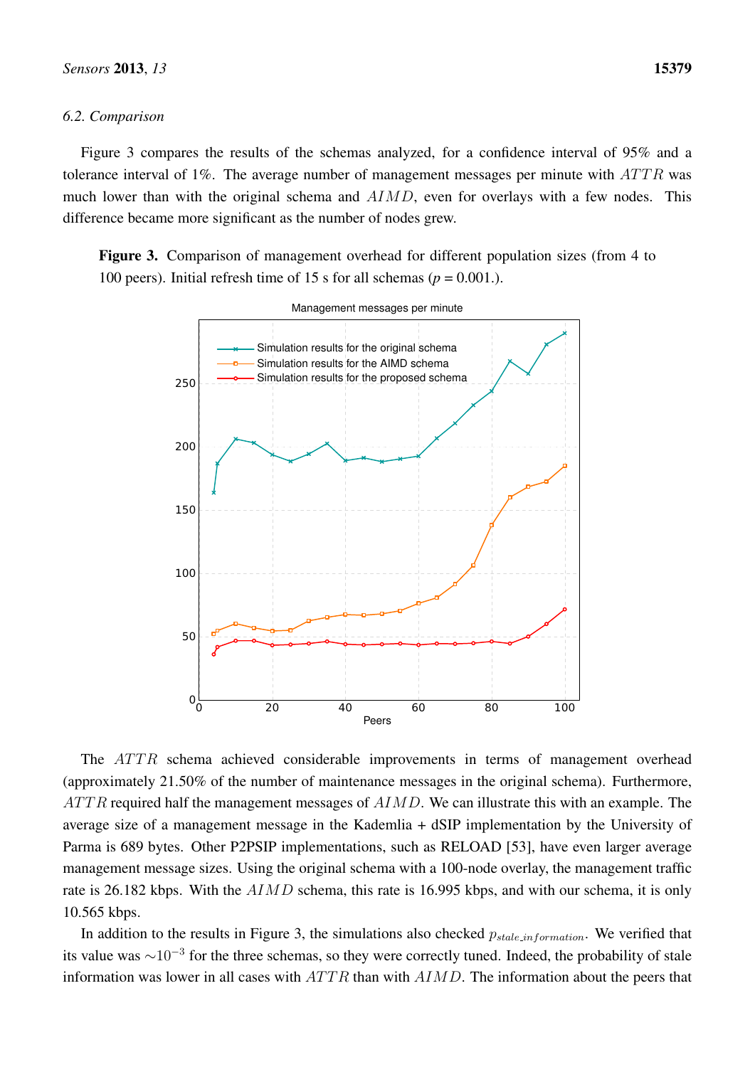### 6.2. Comparison

Figure 3 compares the results of the schemas analyzed, for a confidence interval of 95% and a tolerance interval of 1%. The average number of management messages per minute with $ATTR$ was much lower than with the original schema and $AIMD$, even for overlays with a few nodes. This difference became more significant as the number of nodes grew.

**Figure 3.** Comparison of management overhead for different population sizes (from 4 to 100 peers). Initial refresh time of 15 s for all schemas ($p$ = 0.001.).

The $ATTR$ schema achieved considerable improvements in terms of management overhead (approximately 21.50% of the number of maintenance messages in the original schema). Furthermore, $ATTR$ required half the management messages of $AIMD$. We can illustrate this with an example. The average size of a management message in the Kademlia + dSIP implementation by the University of Parma is 689 bytes. Other P2PSIP implementations, such as RELOAD [53], have even larger average management message sizes. Using the original schema with a 100-node overlay, the management traffic rate is 26.182 kbps. With the $AIMD$ schema, this rate is 16.995 kbps, and with our schema, it is only 10.565 kbps.

In addition to the results in Figure 3, the simulations also checked $p_{stale\_information}$. We verified that its value was $\sim 10^{-3}$ for the three schemas, so they were correctly tuned. Indeed, the probability of stale information was lower in all cases with $ATTR$ than with $AIMD$. The information about the peers that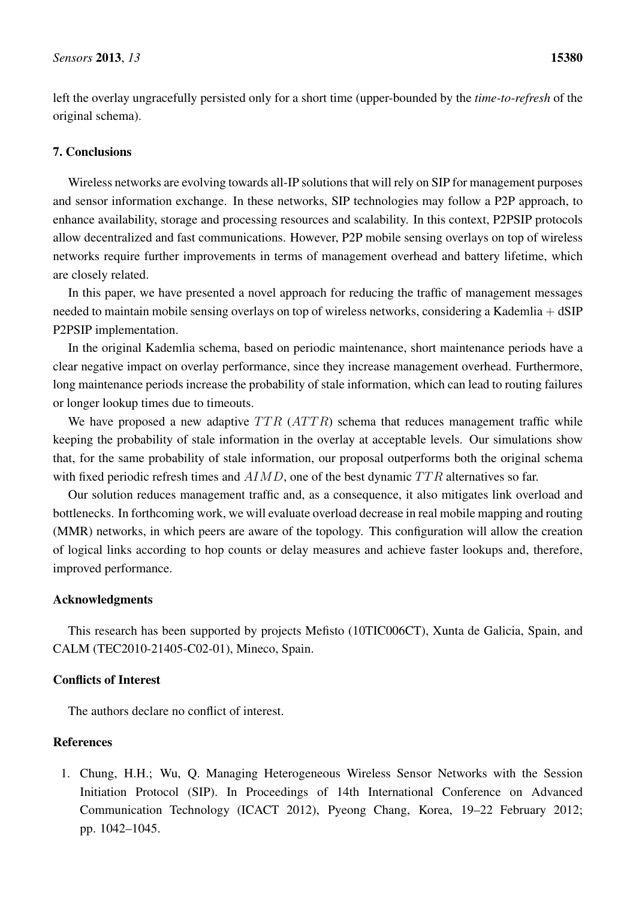left the overlay ungracefully persisted only for a short time (upper-bounded by the *time-to-refresh* of the original schema).

## 7. Conclusions

Wireless networks are evolving towards all-IP solutions that will rely on SIP for management purposes and sensor information exchange. In these networks, SIP technologies may follow a P2P approach, to enhance availability, storage and processing resources and scalability. In this context, P2PSIP protocols allow decentralized and fast communications. However, P2P mobile sensing overlays on top of wireless networks require further improvements in terms of management overhead and battery lifetime, which are closely related.

In this paper, we have presented a novel approach for reducing the traffic of management messages needed to maintain mobile sensing overlays on top of wireless networks, considering a Kademlia + dSIP P2PSIP implementation.

In the original Kademlia schema, based on periodic maintenance, short maintenance periods have a clear negative impact on overlay performance, since they increase management overhead. Furthermore, long maintenance periods increase the probability of stale information, which can lead to routing failures or longer lookup times due to timeouts.

We have proposed a new adaptive $TTR$ ($ATTR$) schema that reduces management traffic while keeping the probability of stale information in the overlay at acceptable levels. Our simulations show that, for the same probability of stale information, our proposal outperforms both the original schema with fixed periodic refresh times and $AIMD$, one of the best dynamic $TTR$ alternatives so far.

Our solution reduces management traffic and, as a consequence, it also mitigates link overload and bottlenecks. In forthcoming work, we will evaluate overload decrease in real mobile mapping and routing (MMR) networks, in which peers are aware of the topology. This configuration will allow the creation of logical links according to hop counts or delay measures and achieve faster lookups and, therefore, improved performance.

## Acknowledgments

This research has been supported by projects Mefisto (10TIC006CT), Xunta de Galicia, Spain, and CALM (TEC2010-21405-C02-01), Mineco, Spain.

## Conflicts of Interest

The authors declare no conflict of interest.

## References

1. Chung, H.H.; Wu, Q. Managing Heterogeneous Wireless Sensor Networks with the Session Initiation Protocol (SIP). In Proceedings of 14th International Conference on Advanced Communication Technology (ICACT 2012), Pyeong Chang, Korea, 19–22 February 2012; pp. 1042–1045.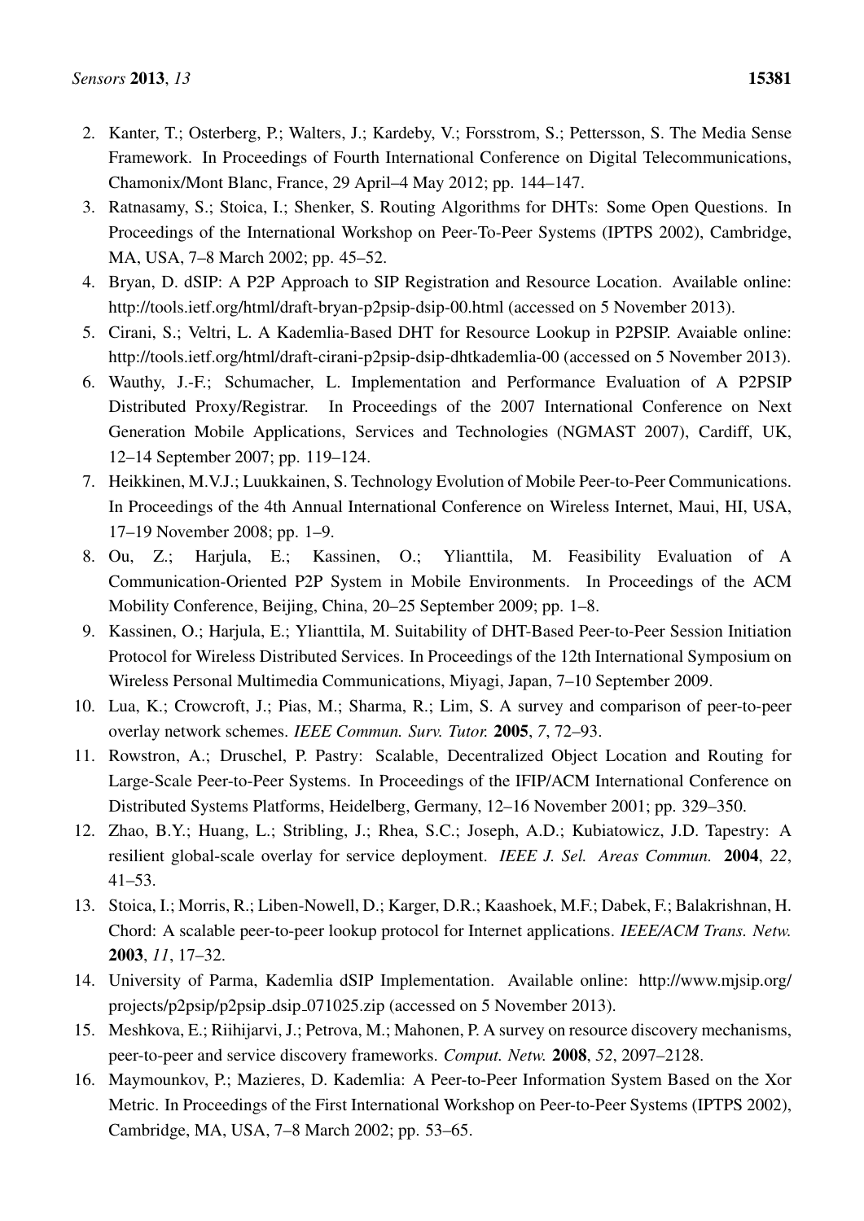2. Kanter, T.; Osterberg, P.; Walters, J.; Kardeby, V.; Forsstrom, S.; Pettersson, S. The Media Sense Framework. In Proceedings of Fourth International Conference on Digital Telecommunications, Chamonix/Mont Blanc, France, 29 April–4 May 2012; pp. 144–147.
3. Ratnasamy, S.; Stoica, I.; Shenker, S. Routing Algorithms for DHTs: Some Open Questions. In Proceedings of the International Workshop on Peer-To-Peer Systems (IPTPS 2002), Cambridge, MA, USA, 7–8 March 2002; pp. 45–52.
4. Bryan, D. dSIP: A P2P Approach to SIP Registration and Resource Location. Available online: http://tools.ietf.org/html/draft-bryan-p2psip-dsip-00.html (accessed on 5 November 2013).
5. Cirani, S.; Veltri, L. A Kademlia-Based DHT for Resource Lookup in P2PSIP. Avaiable online: http://tools.ietf.org/html/draft-cirani-p2psip-dsip-dhtkademlia-00 (accessed on 5 November 2013).
6. Wauthy, J.-F.; Schumacher, L. Implementation and Performance Evaluation of A P2PSIP Distributed Proxy/Registrar. In Proceedings of the 2007 International Conference on Next Generation Mobile Applications, Services and Technologies (NGMAST 2007), Cardiff, UK, 12–14 September 2007; pp. 119–124.
7. Heikkinen, M.V.J.; Luukkainen, S. Technology Evolution of Mobile Peer-to-Peer Communications. In Proceedings of the 4th Annual International Conference on Wireless Internet, Maui, HI, USA, 17–19 November 2008; pp. 1–9.
8. Ou, Z.; Harjula, E.; Kassinen, O.; Ylianttila, M. Feasibility Evaluation of A Communication-Oriented P2P System in Mobile Environments. In Proceedings of the ACM Mobility Conference, Beijing, China, 20–25 September 2009; pp. 1–8.
9. Kassinen, O.; Harjula, E.; Ylianttila, M. Suitability of DHT-Based Peer-to-Peer Session Initiation Protocol for Wireless Distributed Services. In Proceedings of the 12th International Symposium on Wireless Personal Multimedia Communications, Miyagi, Japan, 7–10 September 2009.
10. Lua, K.; Crowcroft, J.; Pias, M.; Sharma, R.; Lim, S. A survey and comparison of peer-to-peer overlay network schemes. *IEEE Commun. Surv. Tutor.* **2005**, *7*, 72–93.
11. Rowstron, A.; Druschel, P. Pastry: Scalable, Decentralized Object Location and Routing for Large-Scale Peer-to-Peer Systems. In Proceedings of the IFIP/ACM International Conference on Distributed Systems Platforms, Heidelberg, Germany, 12–16 November 2001; pp. 329–350.
12. Zhao, B.Y.; Huang, L.; Stribling, J.; Rhea, S.C.; Joseph, A.D.; Kubiatowicz, J.D. Tapestry: A resilient global-scale overlay for service deployment. *IEEE J. Sel. Areas Commun.* **2004**, *22*, 41–53.
13. Stoica, I.; Morris, R.; Liben-Nowell, D.; Karger, D.R.; Kaashoek, M.F.; Dabek, F.; Balakrishnan, H. Chord: A scalable peer-to-peer lookup protocol for Internet applications. *IEEE/ACM Trans. Netw.* **2003**, *11*, 17–32.
14. University of Parma, Kademlia dSIP Implementation. Available online: http://www.mjsip.org/projects/p2psip/p2psip_dsip_071025.zip (accessed on 5 November 2013).
15. Meshkova, E.; Riihijarvi, J.; Petrova, M.; Mahonen, P. A survey on resource discovery mechanisms, peer-to-peer and service discovery frameworks. *Comput. Netw.* **2008**, *52*, 2097–2128.
16. Maymounkov, P.; Mazieres, D. Kademlia: A Peer-to-Peer Information System Based on the Xor Metric. In Proceedings of the First International Workshop on Peer-to-Peer Systems (IPTPS 2002), Cambridge, MA, USA, 7–8 March 2002; pp. 53–65.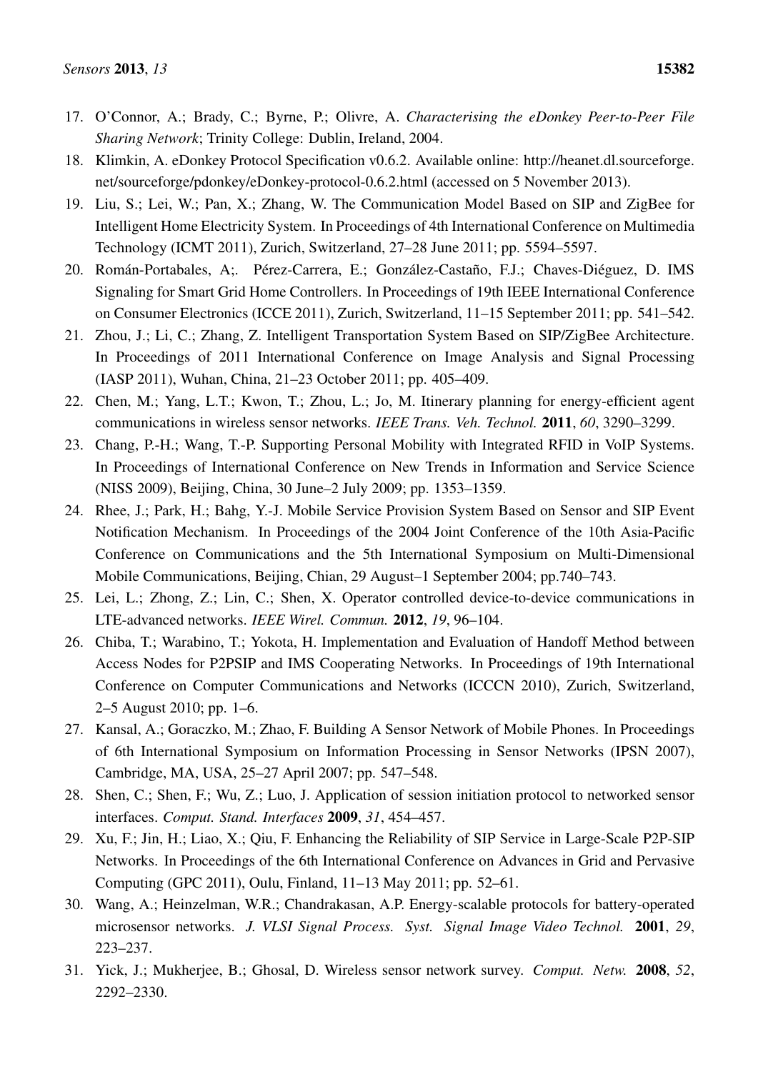17. O'Connor, A.; Brady, C.; Byrne, P.; Olivre, A. *Characterising the eDonkey Peer-to-Peer File Sharing Network*; Trinity College: Dublin, Ireland, 2004.
18. Klimkin, A. eDonkey Protocol Specification v0.6.2. Available online: http://heanet.dl.sourceforge.net/sourceforge/pdonkey/eDonkey-protocol-0.6.2.html (accessed on 5 November 2013).
19. Liu, S.; Lei, W.; Pan, X.; Zhang, W. The Communication Model Based on SIP and ZigBee for Intelligent Home Electricity System. In Proceedings of 4th International Conference on Multimedia Technology (ICMT 2011), Zurich, Switzerland, 27–28 June 2011; pp. 5594–5597.
20. Román-Portabales, A;. Pérez-Carrera, E.; González-Castaño, F.J.; Chaves-Diéguez, D. IMS Signaling for Smart Grid Home Controllers. In Proceedings of 19th IEEE International Conference on Consumer Electronics (ICCE 2011), Zurich, Switzerland, 11–15 September 2011; pp. 541–542.
21. Zhou, J.; Li, C.; Zhang, Z. Intelligent Transportation System Based on SIP/ZigBee Architecture. In Proceedings of 2011 International Conference on Image Analysis and Signal Processing (IASP 2011), Wuhan, China, 21–23 October 2011; pp. 405–409.
22. Chen, M.; Yang, L.T.; Kwon, T.; Zhou, L.; Jo, M. Itinerary planning for energy-efficient agent communications in wireless sensor networks. *IEEE Trans. Veh. Technol.* **2011**, *60*, 3290–3299.
23. Chang, P.-H.; Wang, T.-P. Supporting Personal Mobility with Integrated RFID in VoIP Systems. In Proceedings of International Conference on New Trends in Information and Service Science (NISS 2009), Beijing, China, 30 June–2 July 2009; pp. 1353–1359.
24. Rhee, J.; Park, H.; Bahg, Y.-J. Mobile Service Provision System Based on Sensor and SIP Event Notification Mechanism. In Proceedings of the 2004 Joint Conference of the 10th Asia-Pacific Conference on Communications and the 5th International Symposium on Multi-Dimensional Mobile Communications, Beijing, Chian, 29 August–1 September 2004; pp.740–743.
25. Lei, L.; Zhong, Z.; Lin, C.; Shen, X. Operator controlled device-to-device communications in LTE-advanced networks. *IEEE Wirel. Commun.* **2012**, *19*, 96–104.
26. Chiba, T.; Warabino, T.; Yokota, H. Implementation and Evaluation of Handoff Method between Access Nodes for P2PSIP and IMS Cooperating Networks. In Proceedings of 19th International Conference on Computer Communications and Networks (ICCCN 2010), Zurich, Switzerland, 2–5 August 2010; pp. 1–6.
27. Kansal, A.; Goraczko, M.; Zhao, F. Building A Sensor Network of Mobile Phones. In Proceedings of 6th International Symposium on Information Processing in Sensor Networks (IPSN 2007), Cambridge, MA, USA, 25–27 April 2007; pp. 547–548.
28. Shen, C.; Shen, F.; Wu, Z.; Luo, J. Application of session initiation protocol to networked sensor interfaces. *Comput. Stand. Interfaces* **2009**, *31*, 454–457.
29. Xu, F.; Jin, H.; Liao, X.; Qiu, F. Enhancing the Reliability of SIP Service in Large-Scale P2P-SIP Networks. In Proceedings of the 6th International Conference on Advances in Grid and Pervasive Computing (GPC 2011), Oulu, Finland, 11–13 May 2011; pp. 52–61.
30. Wang, A.; Heinzelman, W.R.; Chandrakasan, A.P. Energy-scalable protocols for battery-operated microsensor networks. *J. VLSI Signal Process. Syst. Signal Image Video Technol.* **2001**, *29*, 223–237.
31. Yick, J.; Mukherjee, B.; Ghosal, D. Wireless sensor network survey. *Comput. Netw.* **2008**, *52*, 2292–2330.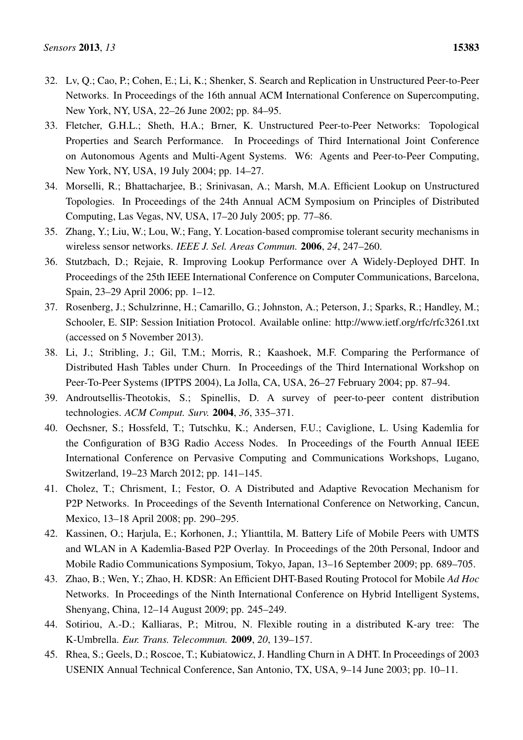32. Lv, Q.; Cao, P.; Cohen, E.; Li, K.; Shenker, S. Search and Replication in Unstructured Peer-to-Peer Networks. In Proceedings of the 16th annual ACM International Conference on Supercomputing, New York, NY, USA, 22–26 June 2002; pp. 84–95.
33. Fletcher, G.H.L.; Sheth, H.A.; Brner, K. Unstructured Peer-to-Peer Networks: Topological Properties and Search Performance. In Proceedings of Third International Joint Conference on Autonomous Agents and Multi-Agent Systems. W6: Agents and Peer-to-Peer Computing, New York, NY, USA, 19 July 2004; pp. 14–27.
34. Morselli, R.; Bhattacharjee, B.; Srinivasan, A.; Marsh, M.A. Efficient Lookup on Unstructured Topologies. In Proceedings of the 24th Annual ACM Symposium on Principles of Distributed Computing, Las Vegas, NV, USA, 17–20 July 2005; pp. 77–86.
35. Zhang, Y.; Liu, W.; Lou, W.; Fang, Y. Location-based compromise tolerant security mechanisms in wireless sensor networks. *IEEE J. Sel. Areas Commun.* **2006**, *24*, 247–260.
36. Stutzbach, D.; Rejaie, R. Improving Lookup Performance over A Widely-Deployed DHT. In Proceedings of the 25th IEEE International Conference on Computer Communications, Barcelona, Spain, 23–29 April 2006; pp. 1–12.
37. Rosenberg, J.; Schulzrinne, H.; Camarillo, G.; Johnston, A.; Peterson, J.; Sparks, R.; Handley, M.; Schooler, E. SIP: Session Initiation Protocol. Available online: http://www.ietf.org/rfc/rfc3261.txt (accessed on 5 November 2013).
38. Li, J.; Stribling, J.; Gil, T.M.; Morris, R.; Kaashoek, M.F. Comparing the Performance of Distributed Hash Tables under Churn. In Proceedings of the Third International Workshop on Peer-To-Peer Systems (IPTPS 2004), La Jolla, CA, USA, 26–27 February 2004; pp. 87–94.
39. Androutsellis-Theotokis, S.; Spinellis, D. A survey of peer-to-peer content distribution technologies. *ACM Comput. Surv.* **2004**, *36*, 335–371.
40. Oechsner, S.; Hossfeld, T.; Tutschku, K.; Andersen, F.U.; Caviglione, L. Using Kademlia for the Configuration of B3G Radio Access Nodes. In Proceedings of the Fourth Annual IEEE International Conference on Pervasive Computing and Communications Workshops, Lugano, Switzerland, 19–23 March 2012; pp. 141–145.
41. Cholez, T.; Chrisment, I.; Festor, O. A Distributed and Adaptive Revocation Mechanism for P2P Networks. In Proceedings of the Seventh International Conference on Networking, Cancun, Mexico, 13–18 April 2008; pp. 290–295.
42. Kassinen, O.; Harjula, E.; Korhonen, J.; Ylianttila, M. Battery Life of Mobile Peers with UMTS and WLAN in A Kademlia-Based P2P Overlay. In Proceedings of the 20th Personal, Indoor and Mobile Radio Communications Symposium, Tokyo, Japan, 13–16 September 2009; pp. 689–705.
43. Zhao, B.; Wen, Y.; Zhao, H. KDSR: An Efficient DHT-Based Routing Protocol for Mobile *Ad Hoc* Networks. In Proceedings of the Ninth International Conference on Hybrid Intelligent Systems, Shenyang, China, 12–14 August 2009; pp. 245–249.
44. Sotiriou, A.-D.; Kalliaras, P.; Mitrou, N. Flexible routing in a distributed K-ary tree: The K-Umbrella. *Eur. Trans. Telecommun.* **2009**, *20*, 139–157.
45. Rhea, S.; Geels, D.; Roscoe, T.; Kubiatowicz, J. Handling Churn in A DHT. In Proceedings of 2003 USENIX Annual Technical Conference, San Antonio, TX, USA, 9–14 June 2003; pp. 10–11.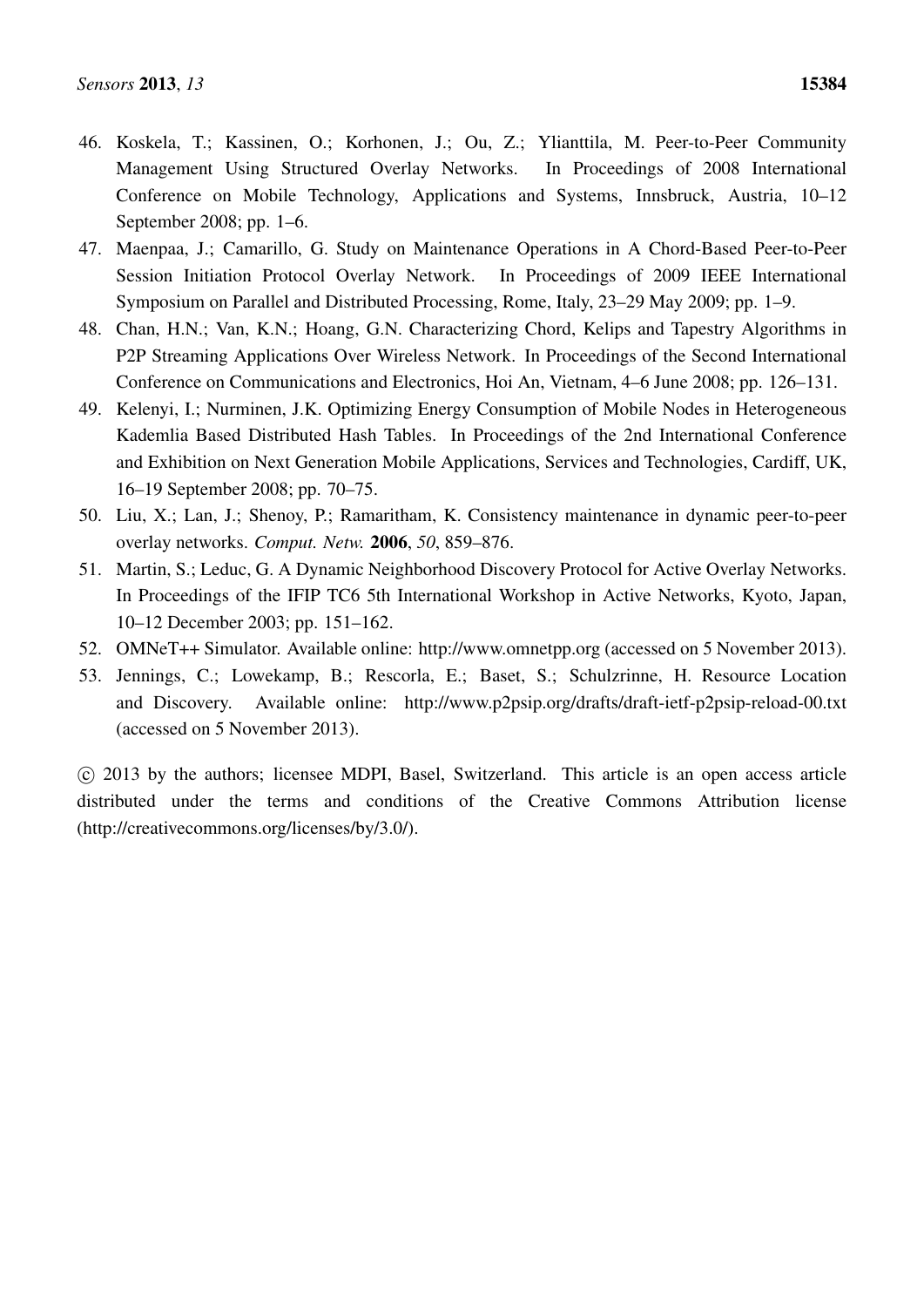46. Koskela, T.; Kassinen, O.; Korhonen, J.; Ou, Z.; Ylianttila, M. Peer-to-Peer Community Management Using Structured Overlay Networks. In Proceedings of 2008 International Conference on Mobile Technology, Applications and Systems, Innsbruck, Austria, 10–12 September 2008; pp. 1–6.
47. Maenpaa, J.; Camarillo, G. Study on Maintenance Operations in A Chord-Based Peer-to-Peer Session Initiation Protocol Overlay Network. In Proceedings of 2009 IEEE International Symposium on Parallel and Distributed Processing, Rome, Italy, 23–29 May 2009; pp. 1–9.
48. Chan, H.N.; Van, K.N.; Hoang, G.N. Characterizing Chord, Kelips and Tapestry Algorithms in P2P Streaming Applications Over Wireless Network. In Proceedings of the Second International Conference on Communications and Electronics, Hoi An, Vietnam, 4–6 June 2008; pp. 126–131.
49. Kelenyi, I.; Nurminen, J.K. Optimizing Energy Consumption of Mobile Nodes in Heterogeneous Kademlia Based Distributed Hash Tables. In Proceedings of the 2nd International Conference and Exhibition on Next Generation Mobile Applications, Services and Technologies, Cardiff, UK, 16–19 September 2008; pp. 70–75.
50. Liu, X.; Lan, J.; Shenoy, P.; Ramaritham, K. Consistency maintenance in dynamic peer-to-peer overlay networks. *Comput. Netw.* **2006**, *50*, 859–876.
51. Martin, S.; Leduc, G. A Dynamic Neighborhood Discovery Protocol for Active Overlay Networks. In Proceedings of the IFIP TC6 5th International Workshop in Active Networks, Kyoto, Japan, 10–12 December 2003; pp. 151–162.
52. OMNeT++ Simulator. Available online: http://www.omnetpp.org (accessed on 5 November 2013).
53. Jennings, C.; Lowekamp, B.; Rescorla, E.; Baset, S.; Schulzrinne, H. Resource Location and Discovery. Available online: http://www.p2psip.org/drafts/draft-ietf-p2psip-reload-00.txt (accessed on 5 November 2013).

© 2013 by the authors; licensee MDPI, Basel, Switzerland. This article is an open access article distributed under the terms and conditions of the Creative Commons Attribution license (http://creativecommons.org/licenses/by/3.0/).